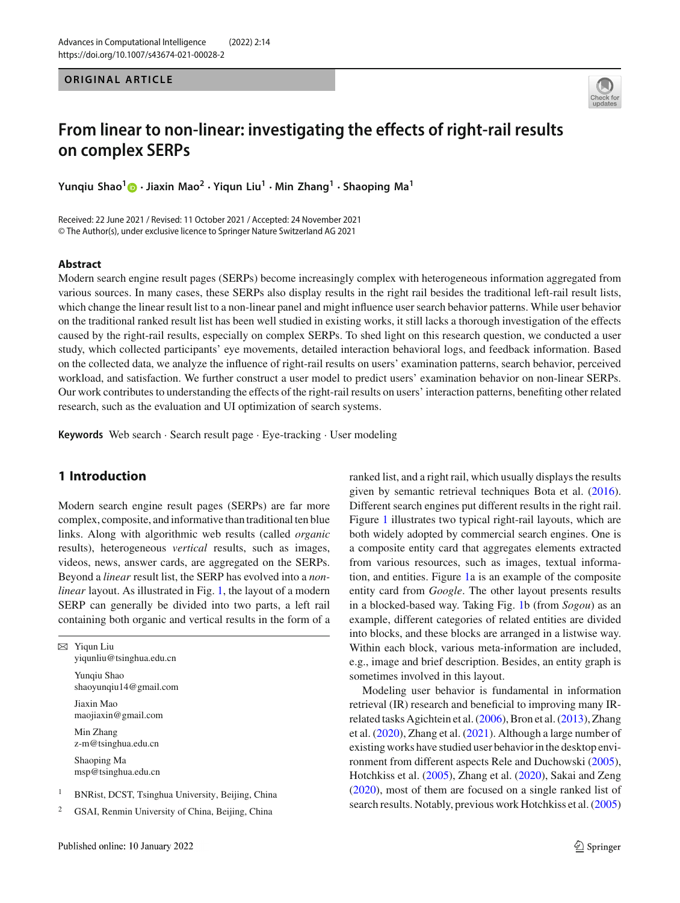ORIGINAL ARTICLE

# From linear to non-linear: investigating the effects of right-rail results on complex SERPs

**Yunqiu Shao[1] · Jiaxin Mao[2] · Yiqun Liu[1] · Min Zhang[1] · Shaoping Ma[1]**

Received: 22 June 2021 / Revised: 11 October 2021 / Accepted: 24 November 2021
© The Author(s), under exclusive licence to Springer Nature Switzerland AG 2021

## Abstract

Modern search engine result pages (SERPs) become increasingly complex with heterogeneous information aggregated from various sources. In many cases, these SERPs also display results in the right rail besides the traditional left-rail result lists, which change the linear result list to a non-linear panel and might influence user search behavior patterns. While user behavior on the traditional ranked result list has been well studied in existing works, it still lacks a thorough investigation of the effects caused by the right-rail results, especially on complex SERPs. To shed light on this research question, we conducted a user study, which collected participants' eye movements, detailed interaction behavioral logs, and feedback information. Based on the collected data, we analyze the influence of right-rail results on users' examination patterns, search behavior, perceived workload, and satisfaction. We further construct a user model to predict users' examination behavior on non-linear SERPs. Our work contributes to understanding the effects of the right-rail results on users' interaction patterns, benefiting other related research, such as the evaluation and UI optimization of search systems.

**Keywords** Web search · Search result page · Eye-tracking · User modeling

## 1 Introduction

Modern search engine result pages (SERPs) are far more complex, composite, and informative than traditional ten blue links. Along with algorithmic web results (called *organic* results), heterogeneous *vertical* results, such as images, videos, news, answer cards, are aggregated on the SERPs. Beyond a *linear* result list, the SERP has evolved into a *non-linear* layout. As illustrated in Fig. 1, the layout of a modern SERP can generally be divided into two parts, a left rail containing both organic and vertical results in the form of a ranked list, and a right rail, which usually displays the results given by semantic retrieval techniques Bota et al. (2016). Different search engines put different results in the right rail. Figure 1 illustrates two typical right-rail layouts, which are both widely adopted by commercial search engines. One is a composite entity card that aggregates elements extracted from various resources, such as images, textual information, and entities. Figure 1a is an example of the composite entity card from *Google*. The other layout presents results in a blocked-based way. Taking Fig. 1b (from *Sogou*) as an example, different categories of related entities are divided into blocks, and these blocks are arranged in a listwise way. Within each block, various meta-information are included, e.g., image and brief description. Besides, an entity graph is sometimes involved in this layout.

Modeling user behavior is fundamental in information retrieval (IR) research and beneficial to improving many IR-related tasks Agichtein et al. (2006), Bron et al. (2013), Zhang et al. (2020), Zhang et al. (2021). Although a large number of existing works have studied user behavior in the desktop environment from different aspects Rele and Duchowski (2005), Hotchkiss et al. (2005), Zhang et al. (2020), Sakai and Zeng (2020), most of them are focused on a single ranked list of search results. Notably, previous work Hotchkiss et al. (2005)

---

✉ Yiqun Liu
yiqunliu@tsinghua.edu.cn

Yunqiu Shao
shaoyunqiu14@gmail.com

Jiaxin Mao
maojiaxin@gmail.com

Min Zhang
z-m@tsinghua.edu.cn

Shaoping Ma
msp@tsinghua.edu.cn

[1] BNRist, DCST, Tsinghua University, Beijing, China

[2] GSAI, Renmin University of China, Beijing, China

Published online: 10 January 2022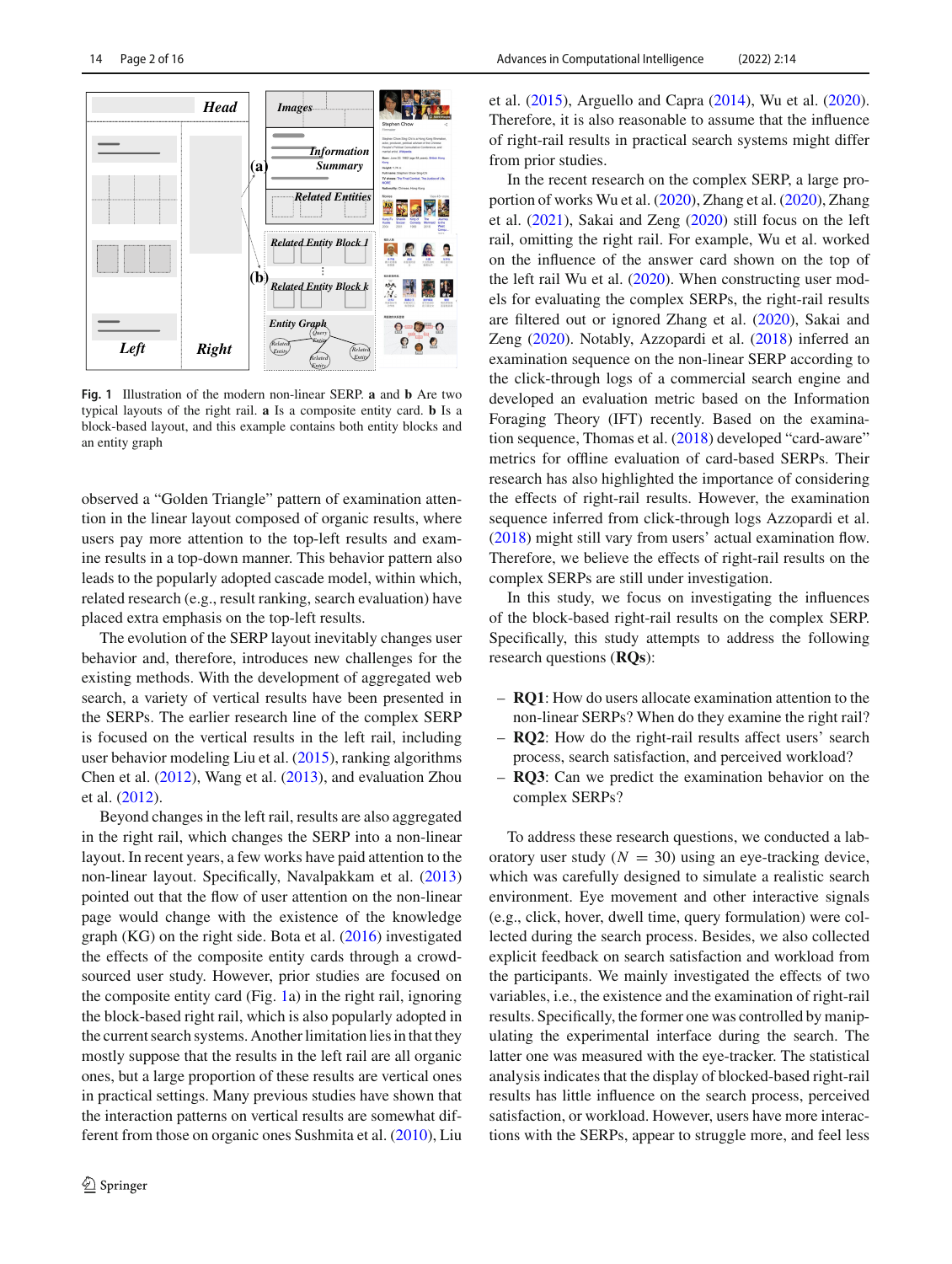**Fig. 1** Illustration of the modern non-linear SERP. **a** and **b** Are two typical layouts of the right rail. **a** Is a composite entity card. **b** Is a block-based layout, and this example contains both entity blocks and an entity graph

observed a "Golden Triangle" pattern of examination attention in the linear layout composed of organic results, where users pay more attention to the top-left results and examine results in a top-down manner. This behavior pattern also leads to the popularly adopted cascade model, within which, related research (e.g., result ranking, search evaluation) have placed extra emphasis on the top-left results.

The evolution of the SERP layout inevitably changes user behavior and, therefore, introduces new challenges for the existing methods. With the development of aggregated web search, a variety of vertical results have been presented in the SERPs. The earlier research line of the complex SERP is focused on the vertical results in the left rail, including user behavior modeling Liu et al. (2015), ranking algorithms Chen et al. (2012), Wang et al. (2013), and evaluation Zhou et al. (2012).

Beyond changes in the left rail, results are also aggregated in the right rail, which changes the SERP into a non-linear layout. In recent years, a few works have paid attention to the non-linear layout. Specifically, Navalpakkam et al. (2013) pointed out that the flow of user attention on the non-linear page would change with the existence of the knowledge graph (KG) on the right side. Bota et al. (2016) investigated the effects of the composite entity cards through a crowd-sourced user study. However, prior studies are focused on the composite entity card (Fig. 1a) in the right rail, ignoring the block-based right rail, which is also popularly adopted in the current search systems. Another limitation lies in that they mostly suppose that the results in the left rail are all organic ones, but a large proportion of these results are vertical ones in practical settings. Many previous studies have shown that the interaction patterns on vertical results are somewhat different from those on organic ones Sushmita et al. (2010), Liu et al. (2015), Arguello and Capra (2014), Wu et al. (2020). Therefore, it is also reasonable to assume that the influence of right-rail results in practical search systems might differ from prior studies.

In the recent research on the complex SERP, a large proportion of works Wu et al. (2020), Zhang et al. (2020), Zhang et al. (2021), Sakai and Zeng (2020) still focus on the left rail, omitting the right rail. For example, Wu et al. worked on the influence of the answer card shown on the top of the left rail Wu et al. (2020). When constructing user models for evaluating the complex SERPs, the right-rail results are filtered out or ignored Zhang et al. (2020), Sakai and Zeng (2020). Notably, Azzopardi et al. (2018) inferred an examination sequence on the non-linear SERP according to the click-through logs of a commercial search engine and developed an evaluation metric based on the Information Foraging Theory (IFT) recently. Based on the examination sequence, Thomas et al. (2018) developed "card-aware" metrics for offline evaluation of card-based SERPs. Their research has also highlighted the importance of considering the effects of right-rail results. However, the examination sequence inferred from click-through logs Azzopardi et al. (2018) might still vary from users' actual examination flow. Therefore, we believe the effects of right-rail results on the complex SERPs are still under investigation.

In this study, we focus on investigating the influences of the block-based right-rail results on the complex SERP. Specifically, this study attempts to address the following research questions (**RQs**):

- **RQ1**: How do users allocate examination attention to the non-linear SERPs? When do they examine the right rail?
- **RQ2**: How do the right-rail results affect users' search process, search satisfaction, and perceived workload?
- **RQ3**: Can we predict the examination behavior on the complex SERPs?

To address these research questions, we conducted a laboratory user study ($N = 30$) using an eye-tracking device, which was carefully designed to simulate a realistic search environment. Eye movement and other interactive signals (e.g., click, hover, dwell time, query formulation) were collected during the search process. Besides, we also collected explicit feedback on search satisfaction and workload from the participants. We mainly investigated the effects of two variables, i.e., the existence and the examination of right-rail results. Specifically, the former one was controlled by manipulating the experimental interface during the search. The latter one was measured with the eye-tracker. The statistical analysis indicates that the display of blocked-based right-rail results has little influence on the search process, perceived satisfaction, or workload. However, users have more interactions with the SERPs, appear to struggle more, and feel less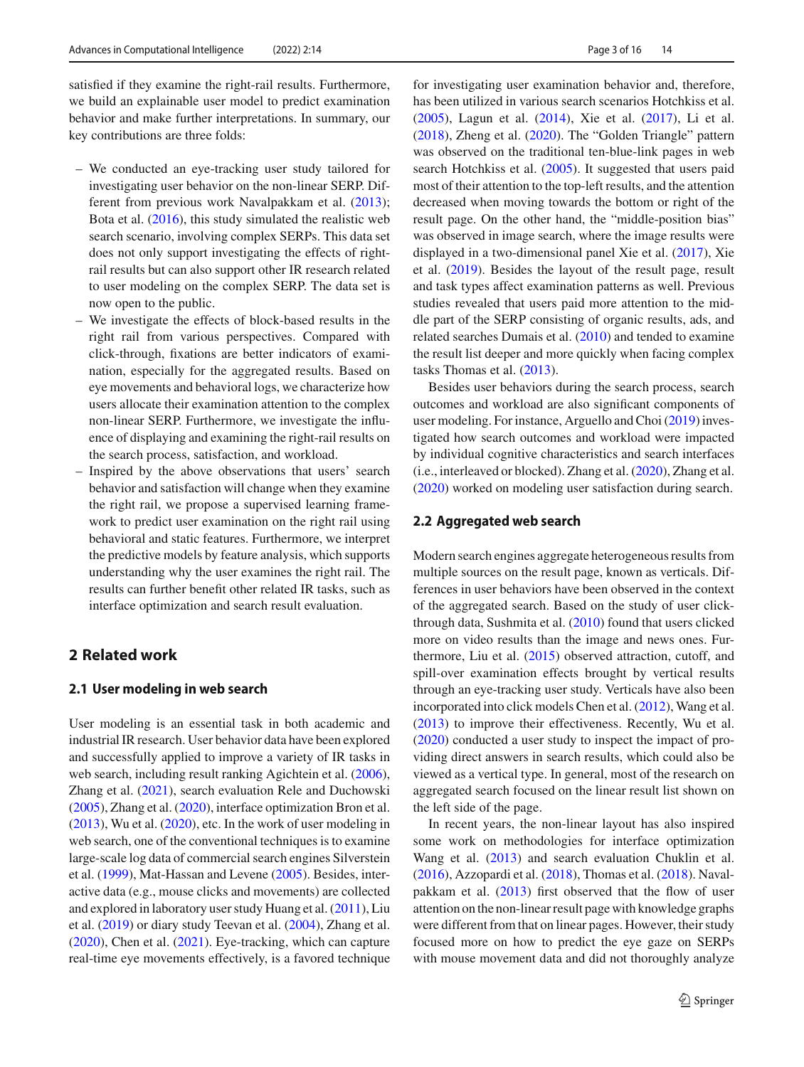satisfied if they examine the right-rail results. Furthermore, we build an explainable user model to predict examination behavior and make further interpretations. In summary, our key contributions are three folds:

- We conducted an eye-tracking user study tailored for investigating user behavior on the non-linear SERP. Different from previous work Navalpakkam et al. (2013); Bota et al. (2016), this study simulated the realistic web search scenario, involving complex SERPs. This data set does not only support investigating the effects of right-rail results but can also support other IR research related to user modeling on the complex SERP. The data set is now open to the public.
- We investigate the effects of block-based results in the right rail from various perspectives. Compared with click-through, fixations are better indicators of examination, especially for the aggregated results. Based on eye movements and behavioral logs, we characterize how users allocate their examination attention to the complex non-linear SERP. Furthermore, we investigate the influence of displaying and examining the right-rail results on the search process, satisfaction, and workload.
- Inspired by the above observations that users' search behavior and satisfaction will change when they examine the right rail, we propose a supervised learning framework to predict user examination on the right rail using behavioral and static features. Furthermore, we interpret the predictive models by feature analysis, which supports understanding why the user examines the right rail. The results can further benefit other related IR tasks, such as interface optimization and search result evaluation.

## 2 Related work

### 2.1 User modeling in web search

User modeling is an essential task in both academic and industrial IR research. User behavior data have been explored and successfully applied to improve a variety of IR tasks in web search, including result ranking Agichtein et al. (2006), Zhang et al. (2021), search evaluation Rele and Duchowski (2005), Zhang et al. (2020), interface optimization Bron et al. (2013), Wu et al. (2020), etc. In the work of user modeling in web search, one of the conventional techniques is to examine large-scale log data of commercial search engines Silverstein et al. (1999), Mat-Hassan and Levene (2005). Besides, interactive data (e.g., mouse clicks and movements) are collected and explored in laboratory user study Huang et al. (2011), Liu et al. (2019) or diary study Teevan et al. (2004), Zhang et al. (2020), Chen et al. (2021). Eye-tracking, which can capture real-time eye movements effectively, is a favored technique for investigating user examination behavior and, therefore, has been utilized in various search scenarios Hotchkiss et al. (2005), Lagun et al. (2014), Xie et al. (2017), Li et al. (2018), Zheng et al. (2020). The "Golden Triangle" pattern was observed on the traditional ten-blue-link pages in web search Hotchkiss et al. (2005). It suggested that users paid most of their attention to the top-left results, and the attention decreased when moving towards the bottom or right of the result page. On the other hand, the "middle-position bias" was observed in image search, where the image results were displayed in a two-dimensional panel Xie et al. (2017), Xie et al. (2019). Besides the layout of the result page, result and task types affect examination patterns as well. Previous studies revealed that users paid more attention to the middle part of the SERP consisting of organic results, ads, and related searches Dumais et al. (2010) and tended to examine the result list deeper and more quickly when facing complex tasks Thomas et al. (2013).

Besides user behaviors during the search process, search outcomes and workload are also significant components of user modeling. For instance, Arguello and Choi (2019) investigated how search outcomes and workload were impacted by individual cognitive characteristics and search interfaces (i.e., interleaved or blocked). Zhang et al. (2020), Zhang et al. (2020) worked on modeling user satisfaction during search.

### 2.2 Aggregated web search

Modern search engines aggregate heterogeneous results from multiple sources on the result page, known as verticals. Differences in user behaviors have been observed in the context of the aggregated search. Based on the study of user click-through data, Sushmita et al. (2010) found that users clicked more on video results than the image and news ones. Furthermore, Liu et al. (2015) observed attraction, cutoff, and spill-over examination effects brought by vertical results through an eye-tracking user study. Verticals have also been incorporated into click models Chen et al. (2012), Wang et al. (2013) to improve their effectiveness. Recently, Wu et al. (2020) conducted a user study to inspect the impact of providing direct answers in search results, which could also be viewed as a vertical type. In general, most of the research on aggregated search focused on the linear result list shown on the left side of the page.

In recent years, the non-linear layout has also inspired some work on methodologies for interface optimization Wang et al. (2013) and search evaluation Chuklin et al. (2016), Azzopardi et al. (2018), Thomas et al. (2018). Navalpakkam et al. (2013) first observed that the flow of user attention on the non-linear result page with knowledge graphs were different from that on linear pages. However, their study focused more on how to predict the eye gaze on SERPs with mouse movement data and did not thoroughly analyze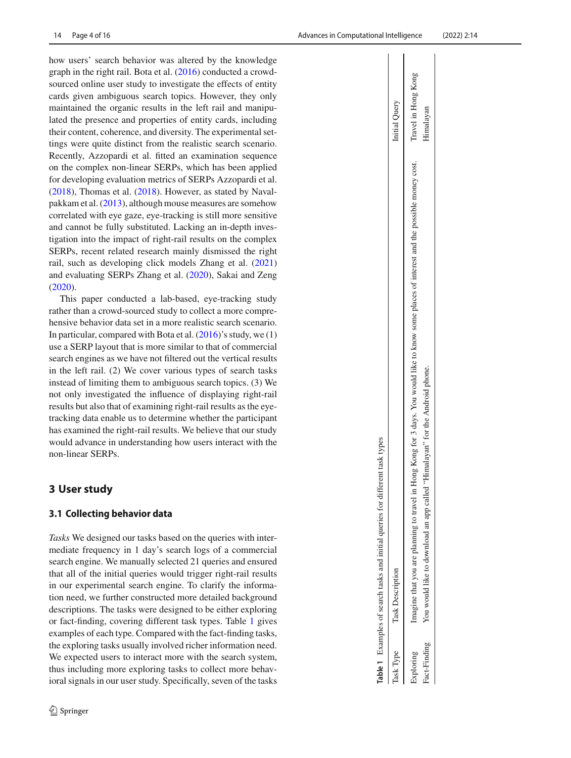how users' search behavior was altered by the knowledge graph in the right rail. Bota et al. (2016) conducted a crowd-sourced online user study to investigate the effects of entity cards given ambiguous search topics. However, they only maintained the organic results in the left rail and manipulated the presence and properties of entity cards, including their content, coherence, and diversity. The experimental settings were quite distinct from the realistic search scenario. Recently, Azzopardi et al. fitted an examination sequence on the complex non-linear SERPs, which has been applied for developing evaluation metrics of SERPs Azzopardi et al. (2018), Thomas et al. (2018). However, as stated by Navalpakkam et al. (2013), although mouse measures are somehow correlated with eye gaze, eye-tracking is still more sensitive and cannot be fully substituted. Lacking an in-depth investigation into the impact of right-rail results on the complex SERPs, recent related research mainly dismissed the right rail, such as developing click models Zhang et al. (2021) and evaluating SERPs Zhang et al. (2020), Sakai and Zeng (2020).

This paper conducted a lab-based, eye-tracking study rather than a crowd-sourced study to collect a more comprehensive behavior data set in a more realistic search scenario. In particular, compared with Bota et al. (2016)'s study, we (1) use a SERP layout that is more similar to that of commercial search engines as we have not filtered out the vertical results in the left rail. (2) We cover various types of search tasks instead of limiting them to ambiguous search topics. (3) We not only investigated the influence of displaying right-rail results but also that of examining right-rail results as the eye-tracking data enable us to determine whether the participant has examined the right-rail results. We believe that our study would advance in understanding how users interact with the non-linear SERPs.

## 3 User study

### 3.1 Collecting behavior data

*Tasks* We designed our tasks based on the queries with intermediate frequency in 1 day's search logs of a commercial search engine. We manually selected 21 queries and ensured that all of the initial queries would trigger right-rail results in our experimental search engine. To clarify the information need, we further constructed more detailed background descriptions. The tasks were designed to be either exploring or fact-finding, covering different task types. Table 1 gives examples of each type. Compared with the fact-finding tasks, the exploring tasks usually involved richer information need. We expected users to interact more with the search system, thus including more exploring tasks to collect more behavioral signals in our user study. Specifically, seven of the tasks

**Table 1** Examples of search tasks and initial queries for different task types

| Task Type | Task Description | Initial Query |
|---|---|---|
| Exploring | Imagine that you are planning to travel in Hong Kong for 3 days. You would like to know some places of interest and the possible money cost. | Travel in Hong Kong |
| Fact-Finding | You would like to download an app called "Himalayan" for the Android phone. | Himalayan |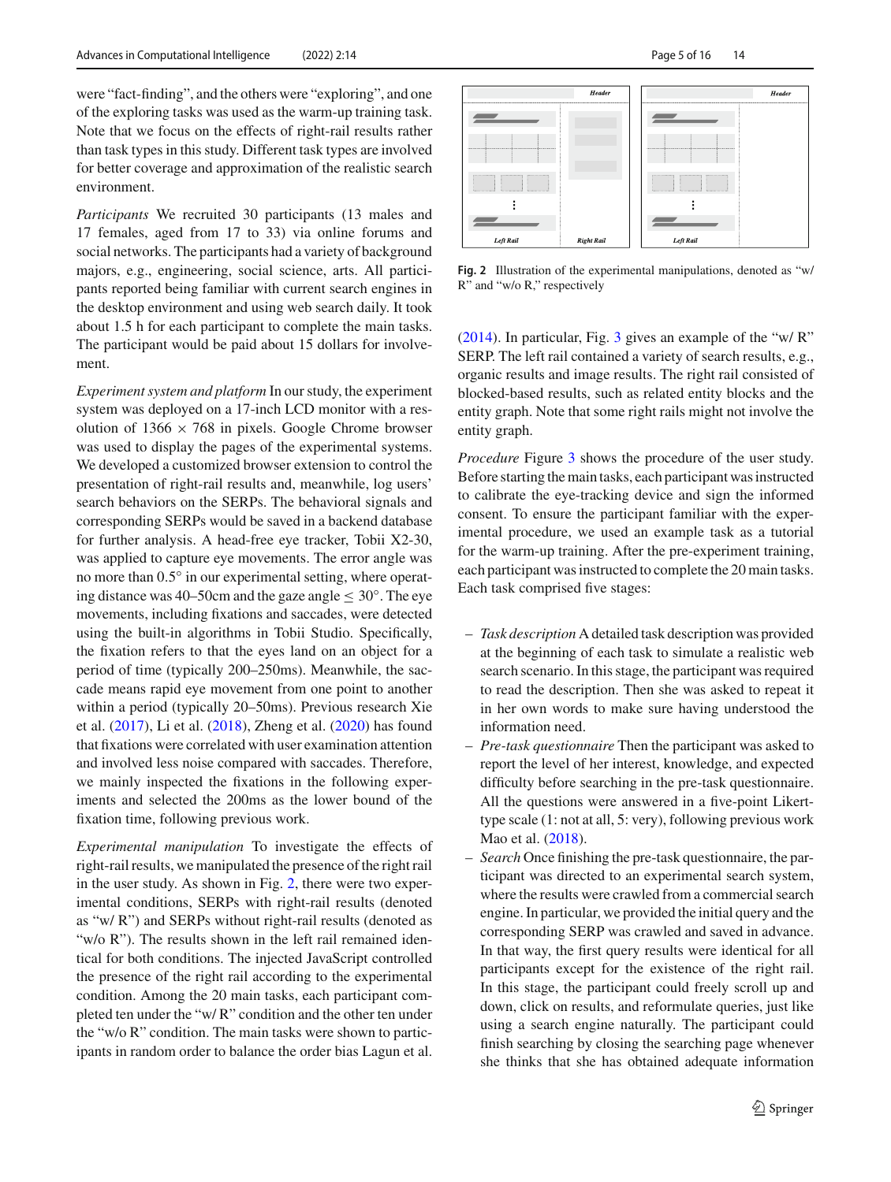were "fact-finding", and the others were "exploring", and one of the exploring tasks was used as the warm-up training task. Note that we focus on the effects of right-rail results rather than task types in this study. Different task types are involved for better coverage and approximation of the realistic search environment.

*Participants* We recruited 30 participants (13 males and 17 females, aged from 17 to 33) via online forums and social networks. The participants had a variety of background majors, e.g., engineering, social science, arts. All participants reported being familiar with current search engines in the desktop environment and using web search daily. It took about 1.5 h for each participant to complete the main tasks. The participant would be paid about 15 dollars for involvement.

*Experiment system and platform* In our study, the experiment system was deployed on a 17-inch LCD monitor with a resolution of $1366 \times 768$ in pixels. Google Chrome browser was used to display the pages of the experimental systems. We developed a customized browser extension to control the presentation of right-rail results and, meanwhile, log users' search behaviors on the SERPs. The behavioral signals and corresponding SERPs would be saved in a backend database for further analysis. A head-free eye tracker, Tobii X2-30, was applied to capture eye movements. The error angle was no more than $0.5°$ in our experimental setting, where operating distance was 40–50cm and the gaze angle $\leq 30°$. The eye movements, including fixations and saccades, were detected using the built-in algorithms in Tobii Studio. Specifically, the fixation refers to that the eyes land on an object for a period of time (typically 200–250ms). Meanwhile, the saccade means rapid eye movement from one point to another within a period (typically 20–50ms). Previous research Xie et al. (2017), Li et al. (2018), Zheng et al. (2020) has found that fixations were correlated with user examination attention and involved less noise compared with saccades. Therefore, we mainly inspected the fixations in the following experiments and selected the 200ms as the lower bound of the fixation time, following previous work.

*Experimental manipulation* To investigate the effects of right-rail results, we manipulated the presence of the right rail in the user study. As shown in Fig. 2, there were two experimental conditions, SERPs with right-rail results (denoted as "w/ R") and SERPs without right-rail results (denoted as "w/o R"). The results shown in the left rail remained identical for both conditions. The injected JavaScript controlled the presence of the right rail according to the experimental condition. Among the 20 main tasks, each participant completed ten under the "w/ R" condition and the other ten under the "w/o R" condition. The main tasks were shown to participants in random order to balance the order bias Lagun et al. (2014). In particular, Fig. 3 gives an example of the "w/ R" SERP. The left rail contained a variety of search results, e.g., organic results and image results. The right rail consisted of blocked-based results, such as related entity blocks and the entity graph. Note that some right rails might not involve the entity graph.

**Fig. 2** Illustration of the experimental manipulations, denoted as "w/ R" and "w/o R," respectively

*Procedure* Figure 3 shows the procedure of the user study. Before starting the main tasks, each participant was instructed to calibrate the eye-tracking device and sign the informed consent. To ensure the participant familiar with the experimental procedure, we used an example task as a tutorial for the warm-up training. After the pre-experiment training, each participant was instructed to complete the 20 main tasks. Each task comprised five stages:

- *Task description* A detailed task description was provided at the beginning of each task to simulate a realistic web search scenario. In this stage, the participant was required to read the description. Then she was asked to repeat it in her own words to make sure having understood the information need.
- *Pre-task questionnaire* Then the participant was asked to report the level of her interest, knowledge, and expected difficulty before searching in the pre-task questionnaire. All the questions were answered in a five-point Likert-type scale (1: not at all, 5: very), following previous work Mao et al. (2018).
- *Search* Once finishing the pre-task questionnaire, the participant was directed to an experimental search system, where the results were crawled from a commercial search engine. In particular, we provided the initial query and the corresponding SERP was crawled and saved in advance. In that way, the first query results were identical for all participants except for the existence of the right rail. In this stage, the participant could freely scroll up and down, click on results, and reformulate queries, just like using a search engine naturally. The participant could finish searching by closing the searching page whenever she thinks that she has obtained adequate information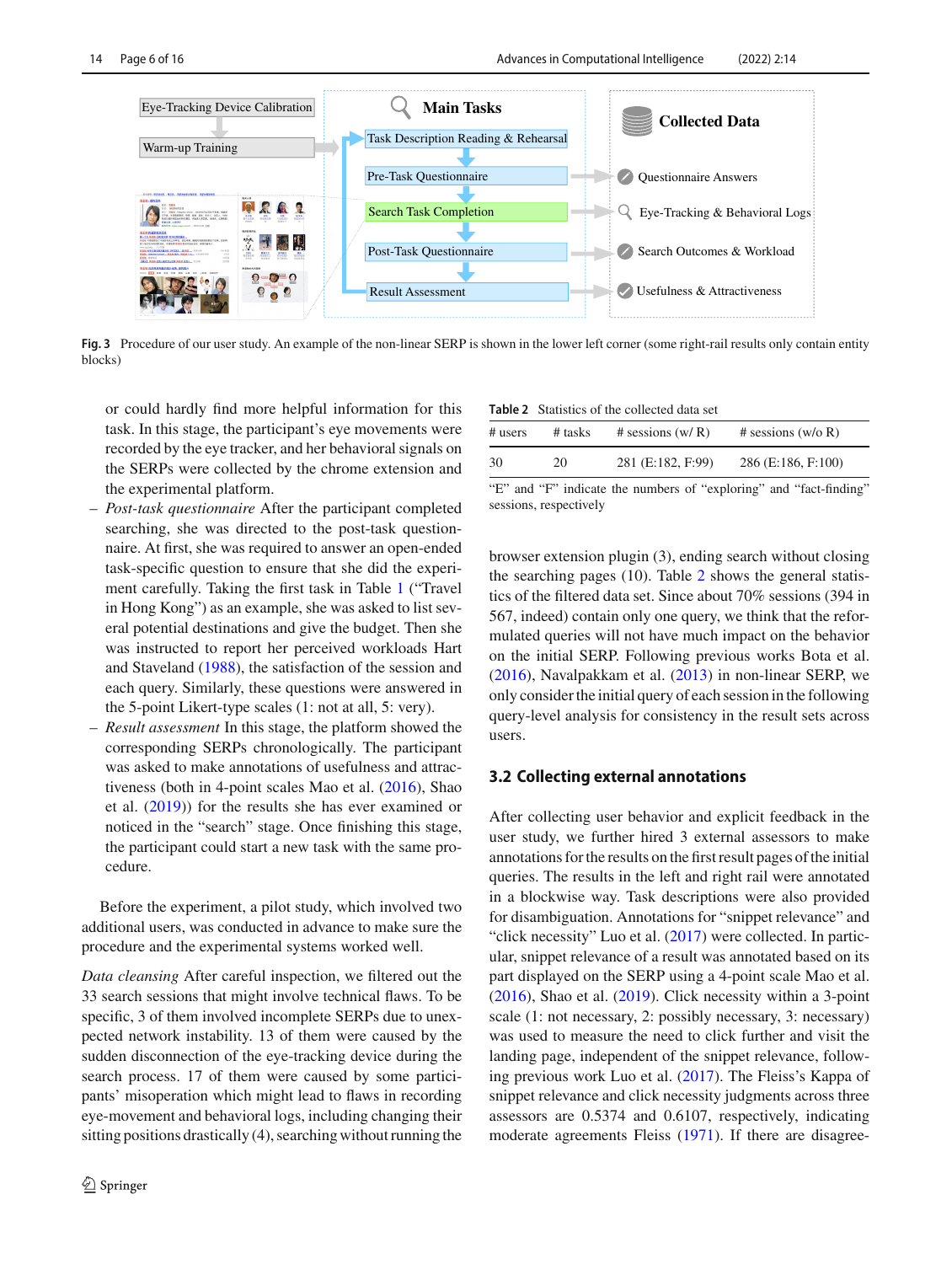Eye-Tracking Device Calibration

Warm-up Training

Main Tasks

Task Description Reading & Rehearsal

Pre-Task Questionnaire

Search Task Completion

Post-Task Questionnaire

Result Assessment

Collected Data

Questionnaire Answers

Eye-Tracking & Behavioral Logs

Search Outcomes & Workload

Usefulness & Attractiveness

**Fig. 3** Procedure of our user study. An example of the non-linear SERP is shown in the lower left corner (some right-rail results only contain entity blocks)

or could hardly find more helpful information for this task. In this stage, the participant's eye movements were recorded by the eye tracker, and her behavioral signals on the SERPs were collected by the chrome extension and the experimental platform.

- *Post-task questionnaire* After the participant completed searching, she was directed to the post-task questionnaire. At first, she was required to answer an open-ended task-specific question to ensure that she did the experiment carefully. Taking the first task in Table 1 ("Travel in Hong Kong") as an example, she was asked to list several potential destinations and give the budget. Then she was instructed to report her perceived workloads Hart and Staveland (1988), the satisfaction of the session and each query. Similarly, these questions were answered in the 5-point Likert-type scales (1: not at all, 5: very).
- *Result assessment* In this stage, the platform showed the corresponding SERPs chronologically. The participant was asked to make annotations of usefulness and attractiveness (both in 4-point scales Mao et al. (2016), Shao et al. (2019)) for the results she has ever examined or noticed in the "search" stage. Once finishing this stage, the participant could start a new task with the same procedure.

Before the experiment, a pilot study, which involved two additional users, was conducted in advance to make sure the procedure and the experimental systems worked well.

*Data cleansing* After careful inspection, we filtered out the 33 search sessions that might involve technical flaws. To be specific, 3 of them involved incomplete SERPs due to unexpected network instability. 13 of them were caused by the sudden disconnection of the eye-tracking device during the search process. 17 of them were caused by some participants' misoperation which might lead to flaws in recording eye-movement and behavioral logs, including changing their sitting positions drastically (4), searching without running the browser extension plugin (3), ending search without closing the searching pages (10). Table 2 shows the general statistics of the filtered data set. Since about 70% sessions (394 in 567, indeed) contain only one query, we think that the reformulated queries will not have much impact on the behavior on the initial SERP. Following previous works Bota et al. (2016), Navalpakkam et al. (2013) in non-linear SERP, we only consider the initial query of each session in the following query-level analysis for consistency in the result sets across users.

**Table 2** Statistics of the collected data set

| # users | # tasks | # sessions (w/ R) | # sessions (w/o R) |
|---|---|---|---|
| 30 | 20 | 281 (E:182, F:99) | 286 (E:186, F:100) |

"E" and "F" indicate the numbers of "exploring" and "fact-finding" sessions, respectively

### 3.2 Collecting external annotations

After collecting user behavior and explicit feedback in the user study, we further hired 3 external assessors to make annotations for the results on the first result pages of the initial queries. The results in the left and right rail were annotated in a blockwise way. Task descriptions were also provided for disambiguation. Annotations for "snippet relevance" and "click necessity" Luo et al. (2017) were collected. In particular, snippet relevance of a result was annotated based on its part displayed on the SERP using a 4-point scale Mao et al. (2016), Shao et al. (2019). Click necessity within a 3-point scale (1: not necessary, 2: possibly necessary, 3: necessary) was used to measure the need to click further and visit the landing page, independent of the snippet relevance, following previous work Luo et al. (2017). The Fleiss's Kappa of snippet relevance and click necessity judgments across three assessors are 0.5374 and 0.6107, respectively, indicating moderate agreements Fleiss (1971). If there are disagree-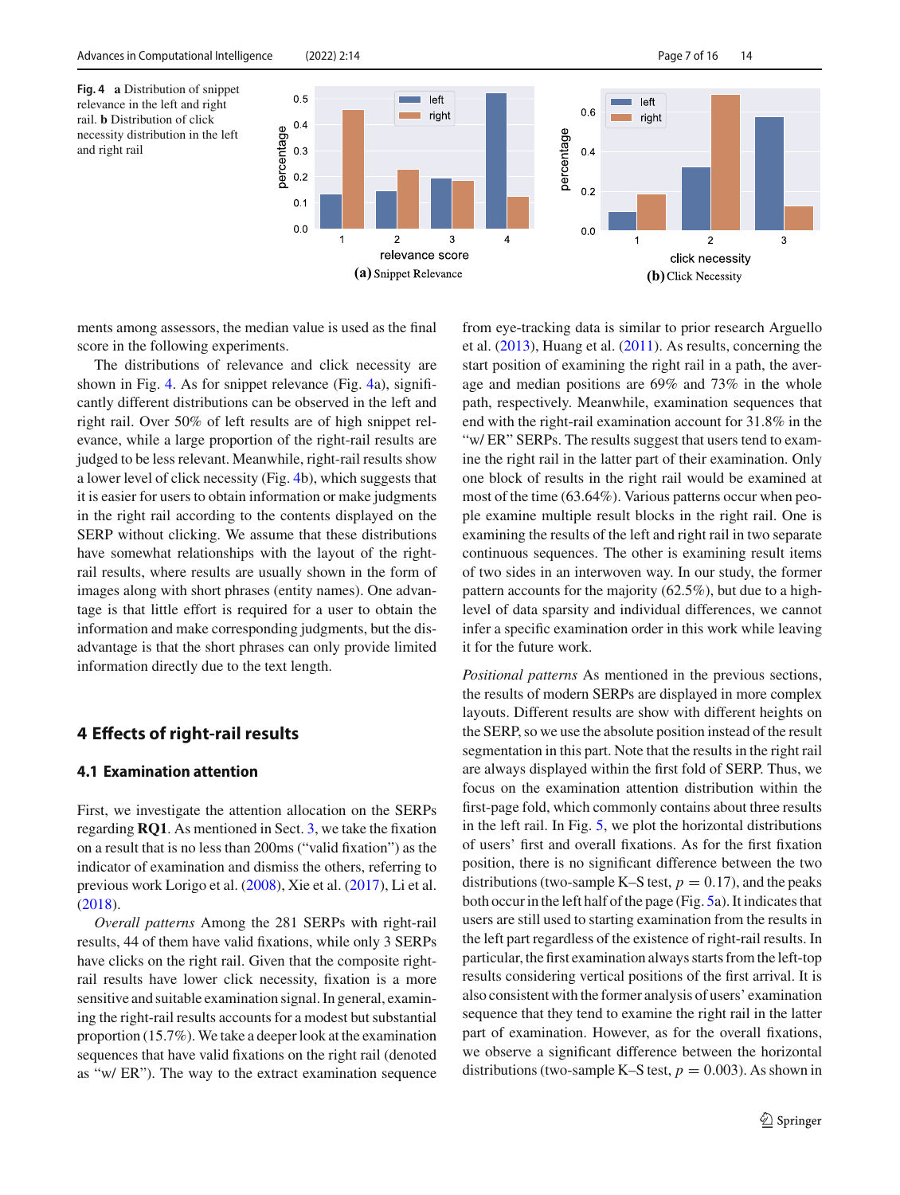**Fig. 4** **a** Distribution of snippet relevance in the left and right rail. **b** Distribution of click necessity distribution in the left and right rail

ments among assessors, the median value is used as the final score in the following experiments.

The distributions of relevance and click necessity are shown in Fig. 4. As for snippet relevance (Fig. 4a), significantly different distributions can be observed in the left and right rail. Over 50% of left results are of high snippet relevance, while a large proportion of the right-rail results are judged to be less relevant. Meanwhile, right-rail results show a lower level of click necessity (Fig. 4b), which suggests that it is easier for users to obtain information or make judgments in the right rail according to the contents displayed on the SERP without clicking. We assume that these distributions have somewhat relationships with the layout of the right-rail results, where results are usually shown in the form of images along with short phrases (entity names). One advantage is that little effort is required for a user to obtain the information and make corresponding judgments, but the disadvantage is that the short phrases can only provide limited information directly due to the text length.

## 4 Effects of right-rail results

### 4.1 Examination attention

First, we investigate the attention allocation on the SERPs regarding **RQ1**. As mentioned in Sect. 3, we take the fixation on a result that is no less than 200ms ("valid fixation") as the indicator of examination and dismiss the others, referring to previous work Lorigo et al. (2008), Xie et al. (2017), Li et al. (2018).

*Overall patterns* Among the 281 SERPs with right-rail results, 44 of them have valid fixations, while only 3 SERPs have clicks on the right rail. Given that the composite right-rail results have lower click necessity, fixation is a more sensitive and suitable examination signal. In general, examining the right-rail results accounts for a modest but substantial proportion (15.7%). We take a deeper look at the examination sequences that have valid fixations on the right rail (denoted as "w/ ER"). The way to the extract examination sequence from eye-tracking data is similar to prior research Arguello et al. (2013), Huang et al. (2011). As results, concerning the start position of examining the right rail in a path, the average and median positions are 69% and 73% in the whole path, respectively. Meanwhile, examination sequences that end with the right-rail examination account for 31.8% in the "w/ ER" SERPs. The results suggest that users tend to examine the right rail in the latter part of their examination. Only one block of results in the right rail would be examined at most of the time (63.64%). Various patterns occur when people examine multiple result blocks in the right rail. One is examining the results of the left and right rail in two separate continuous sequences. The other is examining result items of two sides in an interwoven way. In our study, the former pattern accounts for the majority (62.5%), but due to a high-level of data sparsity and individual differences, we cannot infer a specific examination order in this work while leaving it for the future work.

*Positional patterns* As mentioned in the previous sections, the results of modern SERPs are displayed in more complex layouts. Different results are show with different heights on the SERP, so we use the absolute position instead of the result segmentation in this part. Note that the results in the right rail are always displayed within the first fold of SERP. Thus, we focus on the examination attention distribution within the first-page fold, which commonly contains about three results in the left rail. In Fig. 5, we plot the horizontal distributions of users' first and overall fixations. As for the first fixation position, there is no significant difference between the two distributions (two-sample K–S test, $p = 0.17$), and the peaks both occur in the left half of the page (Fig. 5a). It indicates that users are still used to starting examination from the results in the left part regardless of the existence of right-rail results. In particular, the first examination always starts from the left-top results considering vertical positions of the first arrival. It is also consistent with the former analysis of users' examination sequence that they tend to examine the right rail in the latter part of examination. However, as for the overall fixations, we observe a significant difference between the horizontal distributions (two-sample K–S test, $p = 0.003$). As shown in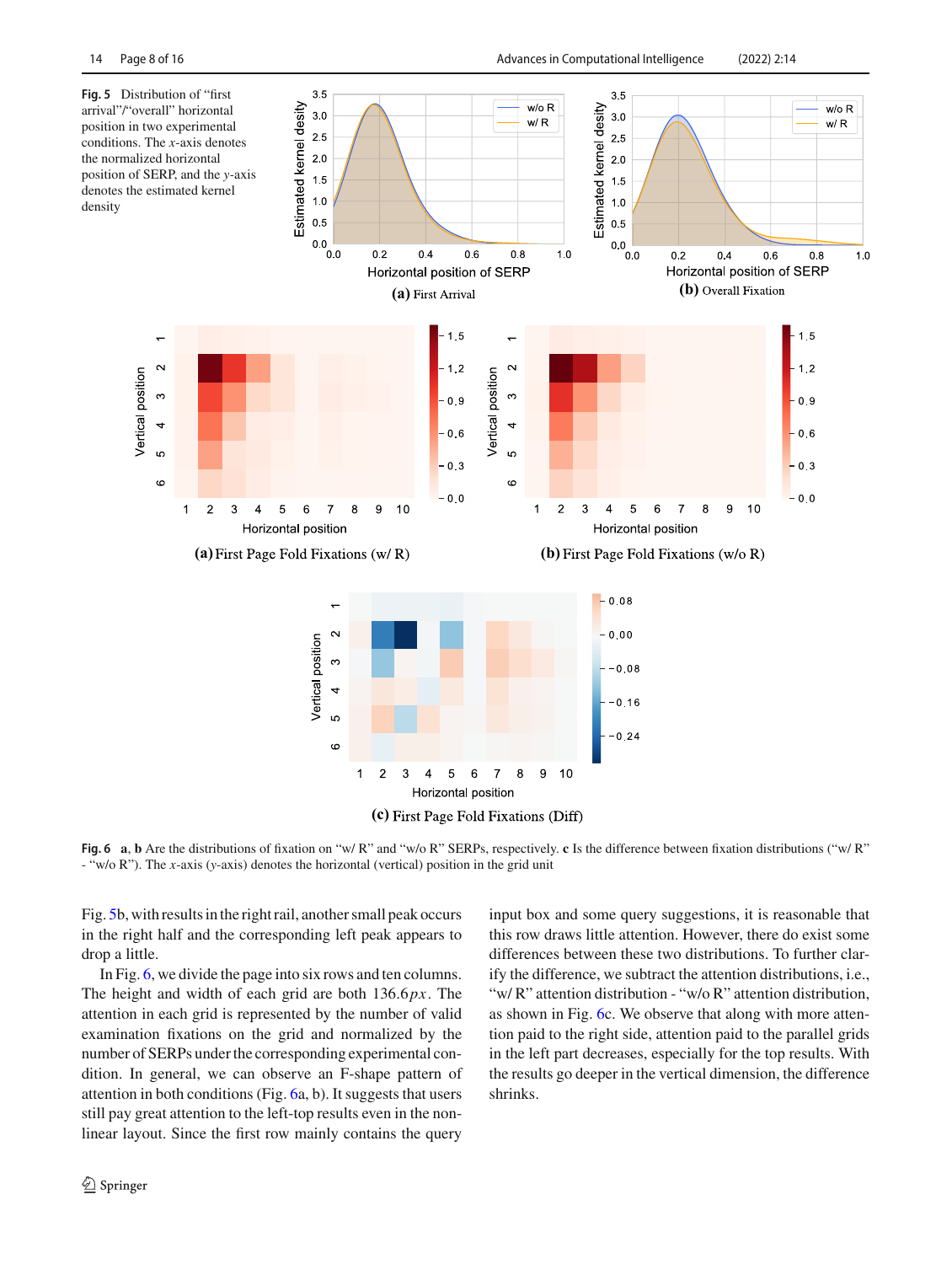**Fig. 5** Distribution of "first arrival"/"overall" horizontal position in two experimental conditions. The $x$-axis denotes the normalized horizontal position of SERP, and the $y$-axis denotes the estimated kernel density

**(a)** First Arrival

**(b)** Overall Fixation

**(a)** First Page Fold Fixations (w/ R)

**(b)** First Page Fold Fixations (w/o R)

**(c)** First Page Fold Fixations (Diff)

**Fig. 6** **a**, **b** Are the distributions of fixation on "w/ R" and "w/o R" SERPs, respectively. **c** Is the difference between fixation distributions ("w/ R" - "w/o R"). The $x$-axis ($y$-axis) denotes the horizontal (vertical) position in the grid unit

Fig. 5b, with results in the right rail, another small peak occurs in the right half and the corresponding left peak appears to drop a little.

In Fig. 6, we divide the page into six rows and ten columns. The height and width of each grid are both $136.6px$. The attention in each grid is represented by the number of valid examination fixations on the grid and normalized by the number of SERPs under the corresponding experimental condition. In general, we can observe an F-shape pattern of attention in both conditions (Fig. 6a, b). It suggests that users still pay great attention to the left-top results even in the non-linear layout. Since the first row mainly contains the query input box and some query suggestions, it is reasonable that this row draws little attention. However, there do exist some differences between these two distributions. To further clarify the difference, we subtract the attention distributions, i.e., "w/ R" attention distribution - "w/o R" attention distribution, as shown in Fig. 6c. We observe that along with more attention paid to the right side, attention paid to the parallel grids in the left part decreases, especially for the top results. With the results go deeper in the vertical dimension, the difference shrinks.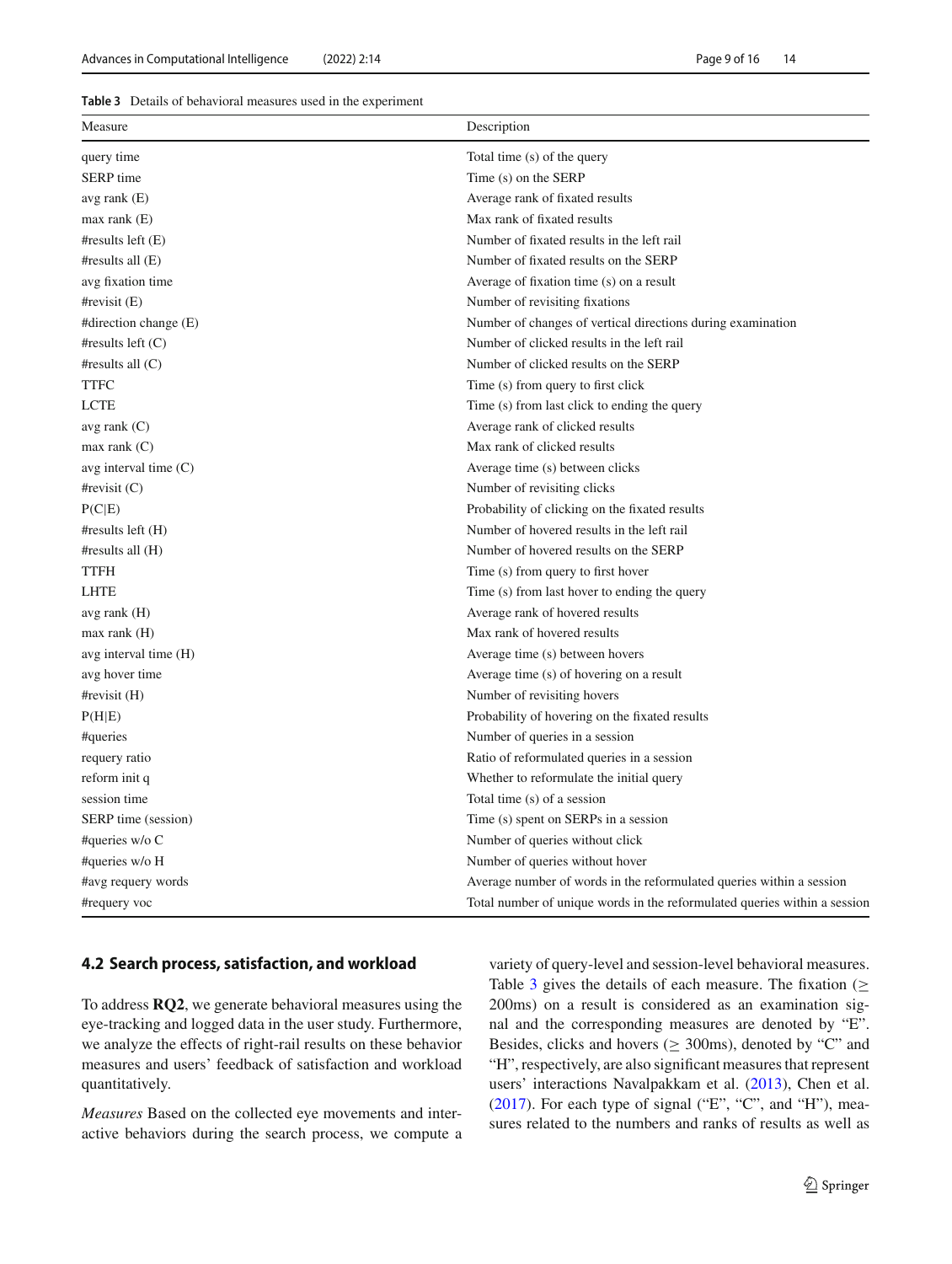**Table 3** Details of behavioral measures used in the experiment

| Measure | Description |
|---|---|
| query time | Total time (s) of the query |
| SERP time | Time (s) on the SERP |
| avg rank (E) | Average rank of fixated results |
| max rank (E) | Max rank of fixated results |
| #results left (E) | Number of fixated results in the left rail |
| #results all (E) | Number of fixated results on the SERP |
| avg fixation time | Average of fixation time (s) on a result |
| #revisit (E) | Number of revisiting fixations |
| #direction change (E) | Number of changes of vertical directions during examination |
| #results left (C) | Number of clicked results in the left rail |
| #results all (C) | Number of clicked results on the SERP |
| TTFC | Time (s) from query to first click |
| LCTE | Time (s) from last click to ending the query |
| avg rank (C) | Average rank of clicked results |
| max rank (C) | Max rank of clicked results |
| avg interval time (C) | Average time (s) between clicks |
| #revisit (C) | Number of revisiting clicks |
| P(C\|E) | Probability of clicking on the fixated results |
| #results left (H) | Number of hovered results in the left rail |
| #results all (H) | Number of hovered results on the SERP |
| TTFH | Time (s) from query to first hover |
| LHTE | Time (s) from last hover to ending the query |
| avg rank (H) | Average rank of hovered results |
| max rank (H) | Max rank of hovered results |
| avg interval time (H) | Average time (s) between hovers |
| avg hover time | Average time (s) of hovering on a result |
| #revisit (H) | Number of revisiting hovers |
| P(H\|E) | Probability of hovering on the fixated results |
| #queries | Number of queries in a session |
| requery ratio | Ratio of reformulated queries in a session |
| reform init q | Whether to reformulate the initial query |
| session time | Total time (s) of a session |
| SERP time (session) | Time (s) spent on SERPs in a session |
| #queries w/o C | Number of queries without click |
| #queries w/o H | Number of queries without hover |
| #avg requery words | Average number of words in the reformulated queries within a session |
| #requery voc | Total number of unique words in the reformulated queries within a session |

### 4.2 Search process, satisfaction, and workload

To address **RQ2**, we generate behavioral measures using the eye-tracking and logged data in the user study. Furthermore, we analyze the effects of right-rail results on these behavior measures and users' feedback of satisfaction and workload quantitatively.

*Measures* Based on the collected eye movements and interactive behaviors during the search process, we compute a variety of query-level and session-level behavioral measures. Table 3 gives the details of each measure. The fixation ($\geq$ 200ms) on a result is considered as an examination signal and the corresponding measures are denoted by "E". Besides, clicks and hovers ($\geq$ 300ms), denoted by "C" and "H", respectively, are also significant measures that represent users' interactions Navalpakkam et al. (2013), Chen et al. (2017). For each type of signal ("E", "C", and "H"), measures related to the numbers and ranks of results as well as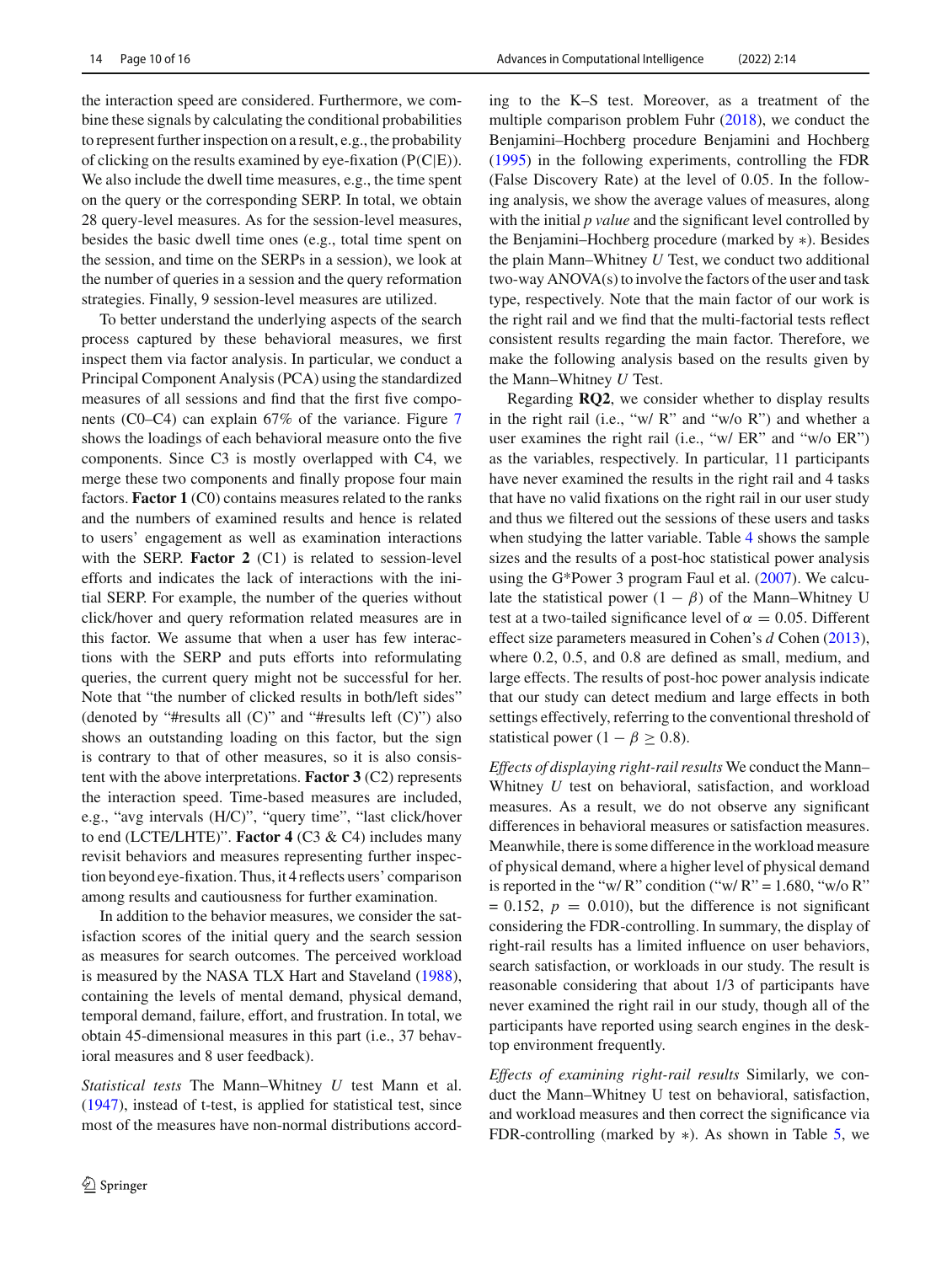the interaction speed are considered. Furthermore, we combine these signals by calculating the conditional probabilities to represent further inspection on a result, e.g., the probability of clicking on the results examined by eye-fixation (P(C|E)). We also include the dwell time measures, e.g., the time spent on the query or the corresponding SERP. In total, we obtain 28 query-level measures. As for the session-level measures, besides the basic dwell time ones (e.g., total time spent on the session, and time on the SERPs in a session), we look at the number of queries in a session and the query reformation strategies. Finally, 9 session-level measures are utilized.

To better understand the underlying aspects of the search process captured by these behavioral measures, we first inspect them via factor analysis. In particular, we conduct a Principal Component Analysis (PCA) using the standardized measures of all sessions and find that the first five components (C0–C4) can explain 67% of the variance. Figure 7 shows the loadings of each behavioral measure onto the five components. Since C3 is mostly overlapped with C4, we merge these two components and finally propose four main factors. **Factor 1** (C0) contains measures related to the ranks and the numbers of examined results and hence is related to users' engagement as well as examination interactions with the SERP. **Factor 2** (C1) is related to session-level efforts and indicates the lack of interactions with the initial SERP. For example, the number of the queries without click/hover and query reformation related measures are in this factor. We assume that when a user has few interactions with the SERP and puts efforts into reformulating queries, the current query might not be successful for her. Note that "the number of clicked results in both/left sides" (denoted by "#results all (C)" and "#results left (C)") also shows an outstanding loading on this factor, but the sign is contrary to that of other measures, so it is also consistent with the above interpretations. **Factor 3** (C2) represents the interaction speed. Time-based measures are included, e.g., "avg intervals (H/C)", "query time", "last click/hover to end (LCTE/LHTE)". **Factor 4** (C3 & C4) includes many revisit behaviors and measures representing further inspection beyond eye-fixation. Thus, it 4 reflects users' comparison among results and cautiousness for further examination.

In addition to the behavior measures, we consider the satisfaction scores of the initial query and the search session as measures for search outcomes. The perceived workload is measured by the NASA TLX Hart and Staveland (1988), containing the levels of mental demand, physical demand, temporal demand, failure, effort, and frustration. In total, we obtain 45-dimensional measures in this part (i.e., 37 behavioral measures and 8 user feedback).

*Statistical tests* The Mann–Whitney $U$ test Mann et al. (1947), instead of t-test, is applied for statistical test, since most of the measures have non-normal distributions according to the K–S test. Moreover, as a treatment of the multiple comparison problem Fuhr (2018), we conduct the Benjamini–Hochberg procedure Benjamini and Hochberg (1995) in the following experiments, controlling the FDR (False Discovery Rate) at the level of 0.05. In the following analysis, we show the average values of measures, along with the initial *p value* and the significant level controlled by the Benjamini–Hochberg procedure (marked by ∗). Besides the plain Mann–Whitney $U$ Test, we conduct two additional two-way ANOVA(s) to involve the factors of the user and task type, respectively. Note that the main factor of our work is the right rail and we find that the multi-factorial tests reflect consistent results regarding the main factor. Therefore, we make the following analysis based on the results given by the Mann–Whitney $U$ Test.

Regarding **RQ2**, we consider whether to display results in the right rail (i.e., "w/ R" and "w/o R") and whether a user examines the right rail (i.e., "w/ ER" and "w/o ER") as the variables, respectively. In particular, 11 participants have never examined the results in the right rail and 4 tasks that have no valid fixations on the right rail in our user study and thus we filtered out the sessions of these users and tasks when studying the latter variable. Table 4 shows the sample sizes and the results of a post-hoc statistical power analysis using the G*Power 3 program Faul et al. (2007). We calculate the statistical power $(1-\beta)$ of the Mann–Whitney U test at a two-tailed significance level of $\alpha = 0.05$. Different effect size parameters measured in Cohen's $d$ Cohen (2013), where 0.2, 0.5, and 0.8 are defined as small, medium, and large effects. The results of post-hoc power analysis indicate that our study can detect medium and large effects in both settings effectively, referring to the conventional threshold of statistical power $(1-\beta \geq 0.8)$.

*Effects of displaying right-rail results* We conduct the Mann–Whitney $U$ test on behavioral, satisfaction, and workload measures. As a result, we do not observe any significant differences in behavioral measures or satisfaction measures. Meanwhile, there is some difference in the workload measure of physical demand, where a higher level of physical demand is reported in the "w/ R" condition ("w/ R" = 1.680, "w/o R" = 0.152, $p = 0.010$), but the difference is not significant considering the FDR-controlling. In summary, the display of right-rail results has a limited influence on user behaviors, search satisfaction, or workloads in our study. The result is reasonable considering that about 1/3 of participants have never examined the right rail in our study, though all of the participants have reported using search engines in the desktop environment frequently.

*Effects of examining right-rail results* Similarly, we conduct the Mann–Whitney U test on behavioral, satisfaction, and workload measures and then correct the significance via FDR-controlling (marked by ∗). As shown in Table 5, we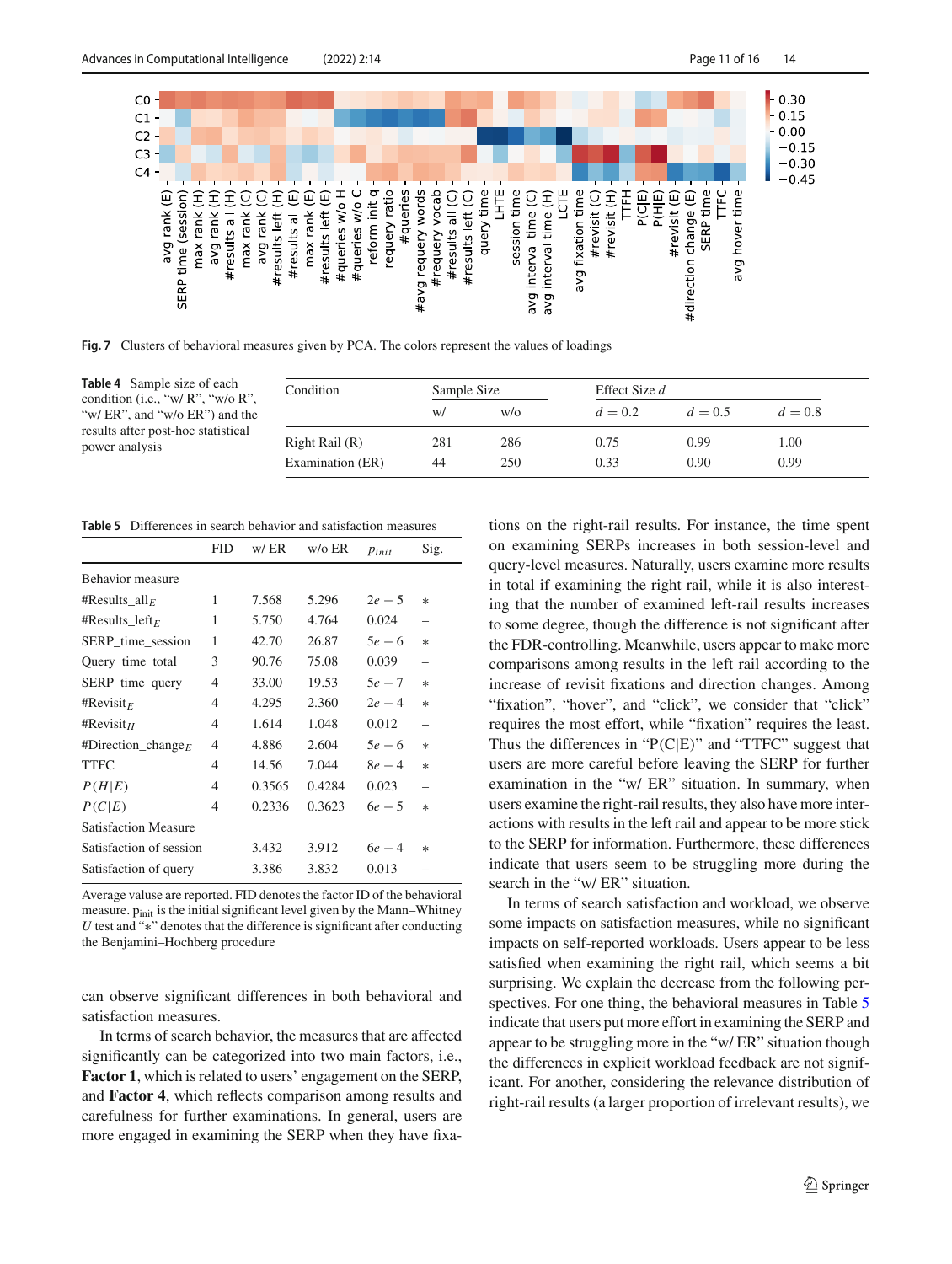**Fig. 7** Clusters of behavioral measures given by PCA. The colors represent the values of loadings

**Table 4** Sample size of each condition (i.e., "w/ R", "w/o R", "w/ ER", and "w/o ER") and the results after post-hoc statistical power analysis

| Condition | Sample Size | | Effect Size $d$ | | |
|---|---|---|---|---|---|
| | w/ | w/o | $d = 0.2$ | $d = 0.5$ | $d = 0.8$ |
| Right Rail (R) | 281 | 286 | 0.75 | 0.99 | 1.00 |
| Examination (ER) | 44 | 250 | 0.33 | 0.90 | 0.99 |

**Table 5** Differences in search behavior and satisfaction measures

| | FID | w/ ER | w/o ER | $p_{init}$ | Sig. |
|---|---|---|---|---|---|
| Behavior measure | | | | | |
| #Results_all$_E$ | 1 | 7.568 | 5.296 | $2e-5$ | * |
| #Results_left$_E$ | 1 | 5.750 | 4.764 | 0.024 | – |
| SERP_time_session | 1 | 42.70 | 26.87 | $5e-6$ | * |
| Query_time_total | 3 | 90.76 | 75.08 | 0.039 | – |
| SERP_time_query | 4 | 33.00 | 19.53 | $5e-7$ | * |
| #Revisit$_E$ | 4 | 4.295 | 2.360 | $2e-4$ | * |
| #Revisit$_H$ | 4 | 1.614 | 1.048 | 0.012 | – |
| #Direction_change$_E$ | 4 | 4.886 | 2.604 | $5e-6$ | * |
| TTFC | 4 | 14.56 | 7.044 | $8e-4$ | * |
| $P(H\|E)$ | 4 | 0.3565 | 0.4284 | 0.023 | – |
| $P(C\|E)$ | 4 | 0.2336 | 0.3623 | $6e-5$ | * |
| Satisfaction Measure | | | | | |
| Satisfaction of session | | 3.432 | 3.912 | $6e-4$ | * |
| Satisfaction of query | | 3.386 | 3.832 | 0.013 | – |

Average value are reported. FID denotes the factor ID of the behavioral measure. $p_{init}$ is the initial significant level given by the Mann–Whitney $U$ test and "*" denotes that the difference is significant after conducting the Benjamini–Hochberg procedure

can observe significant differences in both behavioral and satisfaction measures.

In terms of search behavior, the measures that are affected significantly can be categorized into two main factors, i.e., **Factor 1**, which is related to users' engagement on the SERP, and **Factor 4**, which reflects comparison among results and carefulness for further examinations. In general, users are more engaged in examining the SERP when they have fixations on the right-rail results. For instance, the time spent on examining SERPs increases in both session-level and query-level measures. Naturally, users examine more results in total if examining the right rail, while it is also interesting that the number of examined left-rail results increases to some degree, though the difference is not significant after the FDR-controlling. Meanwhile, users appear to make more comparisons among results in the left rail according to the increase of revisit fixations and direction changes. Among "fixation", "hover", and "click", we consider that "click" requires the most effort, while "fixation" requires the least. Thus the differences in "P(C|E)" and "TTFC" suggest that users are more careful before leaving the SERP for further examination in the "w/ ER" situation. In summary, when users examine the right-rail results, they also have more interactions with results in the left rail and appear to be more stick to the SERP for information. Furthermore, these differences indicate that users seem to be struggling more during the search in the "w/ ER" situation.

In terms of search satisfaction and workload, we observe some impacts on satisfaction measures, while no significant impacts on self-reported workloads. Users appear to be less satisfied when examining the right rail, which seems a bit surprising. We explain the decrease from the following perspectives. For one thing, the behavioral measures in Table 5 indicate that users put more effort in examining the SERP and appear to be struggling more in the "w/ ER" situation though the differences in explicit workload feedback are not significant. For another, considering the relevance distribution of right-rail results (a larger proportion of irrelevant results), we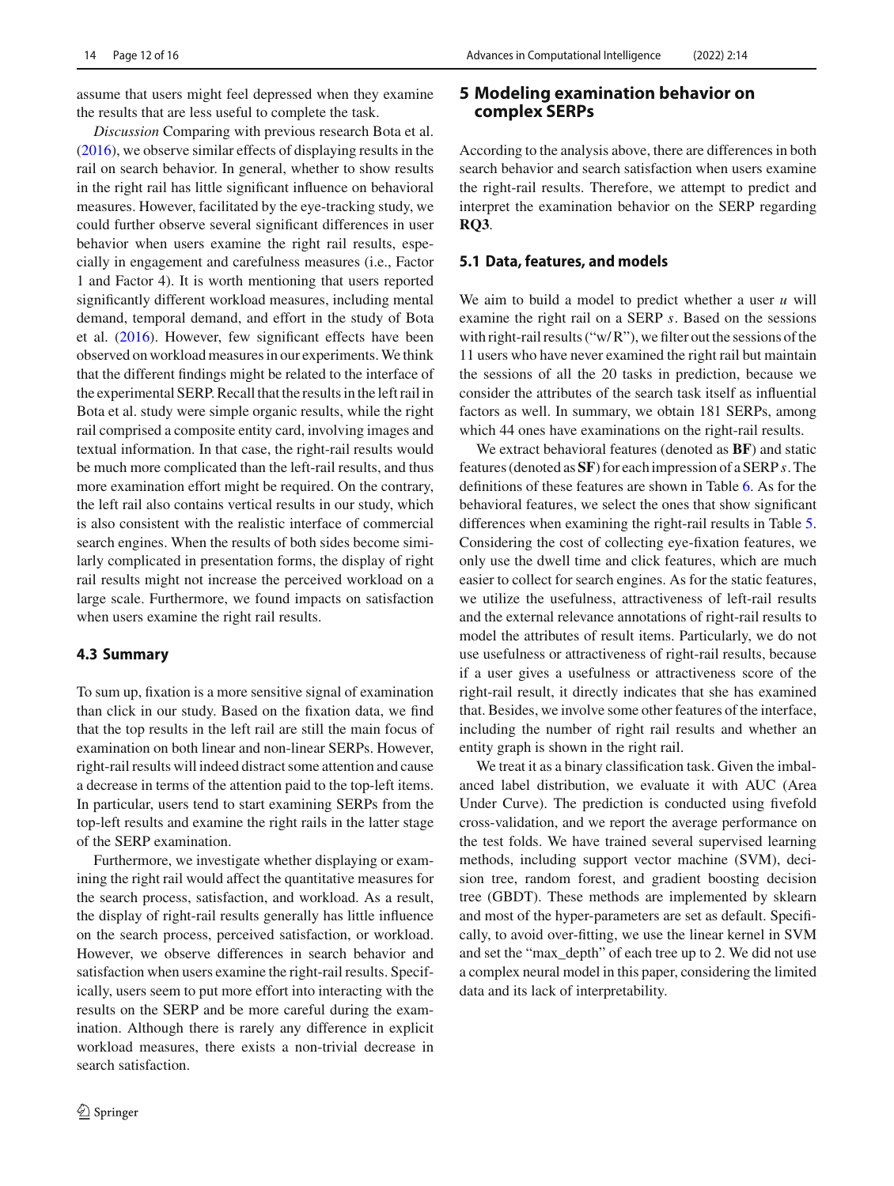assume that users might feel depressed when they examine the results that are less useful to complete the task.

*Discussion* Comparing with previous research Bota et al. (2016), we observe similar effects of displaying results in the rail on search behavior. In general, whether to show results in the right rail has little significant influence on behavioral measures. However, facilitated by the eye-tracking study, we could further observe several significant differences in user behavior when users examine the right rail results, especially in engagement and carefulness measures (i.e., Factor 1 and Factor 4). It is worth mentioning that users reported significantly different workload measures, including mental demand, temporal demand, and effort in the study of Bota et al. (2016). However, few significant effects have been observed on workload measures in our experiments. We think that the different findings might be related to the interface of the experimental SERP. Recall that the results in the left rail in Bota et al. study were simple organic results, while the right rail comprised a composite entity card, involving images and textual information. In that case, the right-rail results would be much more complicated than the left-rail results, and thus more examination effort might be required. On the contrary, the left rail also contains vertical results in our study, which is also consistent with the realistic interface of commercial search engines. When the results of both sides become similarly complicated in presentation forms, the display of right rail results might not increase the perceived workload on a large scale. Furthermore, we found impacts on satisfaction when users examine the right rail results.

### 4.3 Summary

To sum up, fixation is a more sensitive signal of examination than click in our study. Based on the fixation data, we find that the top results in the left rail are still the main focus of examination on both linear and non-linear SERPs. However, right-rail results will indeed distract some attention and cause a decrease in terms of the attention paid to the top-left items. In particular, users tend to start examining SERPs from the top-left results and examine the right rails in the latter stage of the SERP examination.

Furthermore, we investigate whether displaying or examining the right rail would affect the quantitative measures for the search process, satisfaction, and workload. As a result, the display of right-rail results generally has little influence on the search process, perceived satisfaction, or workload. However, we observe differences in search behavior and satisfaction when users examine the right-rail results. Specifically, users seem to put more effort into interacting with the results on the SERP and be more careful during the examination. Although there is rarely any difference in explicit workload measures, there exists a non-trivial decrease in search satisfaction.

## 5 Modeling examination behavior on complex SERPs

According to the analysis above, there are differences in both search behavior and search satisfaction when users examine the right-rail results. Therefore, we attempt to predict and interpret the examination behavior on the SERP regarding **RQ3**.

### 5.1 Data, features, and models

We aim to build a model to predict whether a user $u$ will examine the right rail on a SERP $s$. Based on the sessions with right-rail results ("w/ R"), we filter out the sessions of the 11 users who have never examined the right rail but maintain the sessions of all the 20 tasks in prediction, because we consider the attributes of the search task itself as influential factors as well. In summary, we obtain 181 SERPs, among which 44 ones have examinations on the right-rail results.

We extract behavioral features (denoted as **BF**) and static features (denoted as **SF**) for each impression of a SERP $s$. The definitions of these features are shown in Table 6. As for the behavioral features, we select the ones that show significant differences when examining the right-rail results in Table 5. Considering the cost of collecting eye-fixation features, we only use the dwell time and click features, which are much easier to collect for search engines. As for the static features, we utilize the usefulness, attractiveness of left-rail results and the external relevance annotations of right-rail results to model the attributes of result items. Particularly, we do not use usefulness or attractiveness of right-rail results, because if a user gives a usefulness or attractiveness score of the right-rail result, it directly indicates that she has examined that. Besides, we involve some other features of the interface, including the number of right rail results and whether an entity graph is shown in the right rail.

We treat it as a binary classification task. Given the imbalanced label distribution, we evaluate it with AUC (Area Under Curve). The prediction is conducted using fivefold cross-validation, and we report the average performance on the test folds. We have trained several supervised learning methods, including support vector machine (SVM), decision tree, random forest, and gradient boosting decision tree (GBDT). These methods are implemented by sklearn and most of the hyper-parameters are set as default. Specifically, to avoid over-fitting, we use the linear kernel in SVM and set the "max_depth" of each tree up to 2. We did not use a complex neural model in this paper, considering the limited data and its lack of interpretability.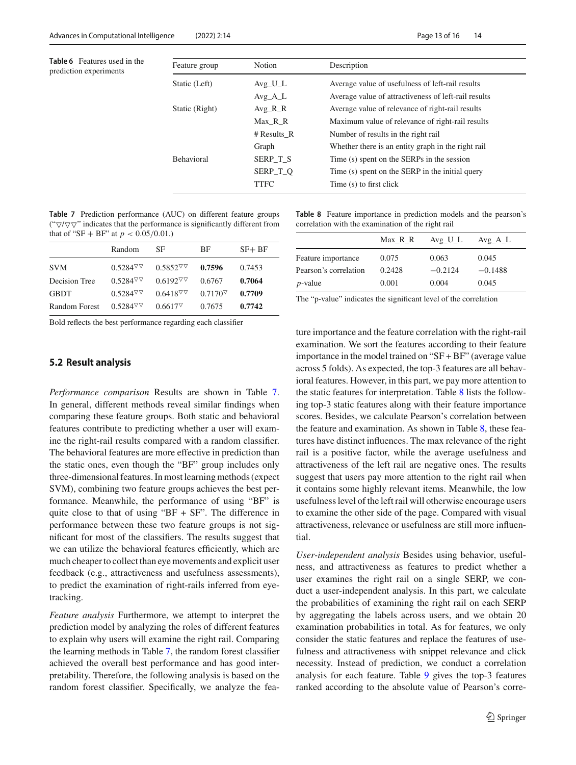**Table 6** Features used in the prediction experiments

| Feature group | Notion | Description |
|---|---|---|
| Static (Left) | Avg_U_L | Average value of usefulness of left-rail results |
| | Avg_A_L | Average value of attractiveness of left-rail results |
| Static (Right) | Avg_R_R | Average value of relevance of right-rail results |
| | Max_R_R | Maximum value of relevance of right-rail results |
| | # Results_R | Number of results in the right rail |
| | Graph | Whether there is an entity graph in the right rail |
| Behavioral | SERP_T_S | Time (s) spent on the SERPs in the session |
| | SERP_T_Q | Time (s) spent on the SERP in the initial query |
| | TTFC | Time (s) to first click |

**Table 7** Prediction performance (AUC) on different feature groups ("▽/▽▽" indicates that the performance is significantly different from that of "SF + BF" at $p < 0.05/0.01$.)

| | Random | SF | BF | SF+ BF |
|---|---|---|---|---|
| SVM | 0.5284▽▽ | 0.5852▽▽ | **0.7596** | 0.7453 |
| Decision Tree | 0.5284▽▽ | 0.6192▽▽ | 0.6767 | **0.7064** |
| GBDT | 0.5284▽▽ | 0.6418▽▽ | 0.7170▽ | **0.7709** |
| Random Forest | 0.5284▽▽ | 0.6617▽ | 0.7675 | **0.7742** |

Bold reflects the best performance regarding each classifier

## 5.2 Result analysis

*Performance comparison* Results are shown in Table 7. In general, different methods reveal similar findings when comparing these feature groups. Both static and behavioral features contribute to predicting whether a user will examine the right-rail results compared with a random classifier. The behavioral features are more effective in prediction than the static ones, even though the "BF" group includes only three-dimensional features. In most learning methods (expect SVM), combining two feature groups achieves the best performance. Meanwhile, the performance of using "BF" is quite close to that of using "BF + SF". The difference in performance between these two feature groups is not significant for most of the classifiers. The results suggest that we can utilize the behavioral features efficiently, which are much cheaper to collect than eye movements and explicit user feedback (e.g., attractiveness and usefulness assessments), to predict the examination of right-rails inferred from eye-tracking.

*Feature analysis* Furthermore, we attempt to interpret the prediction model by analyzing the roles of different features to explain why users will examine the right rail. Comparing the learning methods in Table 7, the random forest classifier achieved the overall best performance and has good interpretability. Therefore, the following analysis is based on the random forest classifier. Specifically, we analyze the feature importance and the feature correlation with the right-rail examination. We sort the features according to their feature importance in the model trained on "SF + BF" (average value across 5 folds). As expected, the top-3 features are all behavioral features. However, in this part, we pay more attention to the static features for interpretation. Table 8 lists the following top-3 static features along with their feature importance scores. Besides, we calculate Pearson's correlation between the feature and examination. As shown in Table 8, these features have distinct influences. The max relevance of the right rail is a positive factor, while the average usefulness and attractiveness of the left rail are negative ones. The results suggest that users pay more attention to the right rail when it contains some highly relevant items. Meanwhile, the low usefulness level of the left rail will otherwise encourage users to examine the other side of the page. Compared with visual attractiveness, relevance or usefulness are still more influential.

**Table 8** Feature importance in prediction models and the pearson's correlation with the examination of the right rail

| | Max_R_R | Avg_U_L | Avg_A_L |
|---|---|---|---|
| Feature importance | 0.075 | 0.063 | 0.045 |
| Pearson's correlation | 0.2428 | −0.2124 | −0.1488 |
| $p$-value | 0.001 | 0.004 | 0.045 |

The "p-value" indicates the significant level of the correlation

*User-independent analysis* Besides using behavior, usefulness, and attractiveness as features to predict whether a user examines the right rail on a single SERP, we conduct a user-independent analysis. In this part, we calculate the probabilities of examining the right rail on each SERP by aggregating the labels across users, and we obtain 20 examination probabilities in total. As for features, we only consider the static features and replace the features of usefulness and attractiveness with snippet relevance and click necessity. Instead of prediction, we conduct a correlation analysis for each feature. Table 9 gives the top-3 features ranked according to the absolute value of Pearson's corre-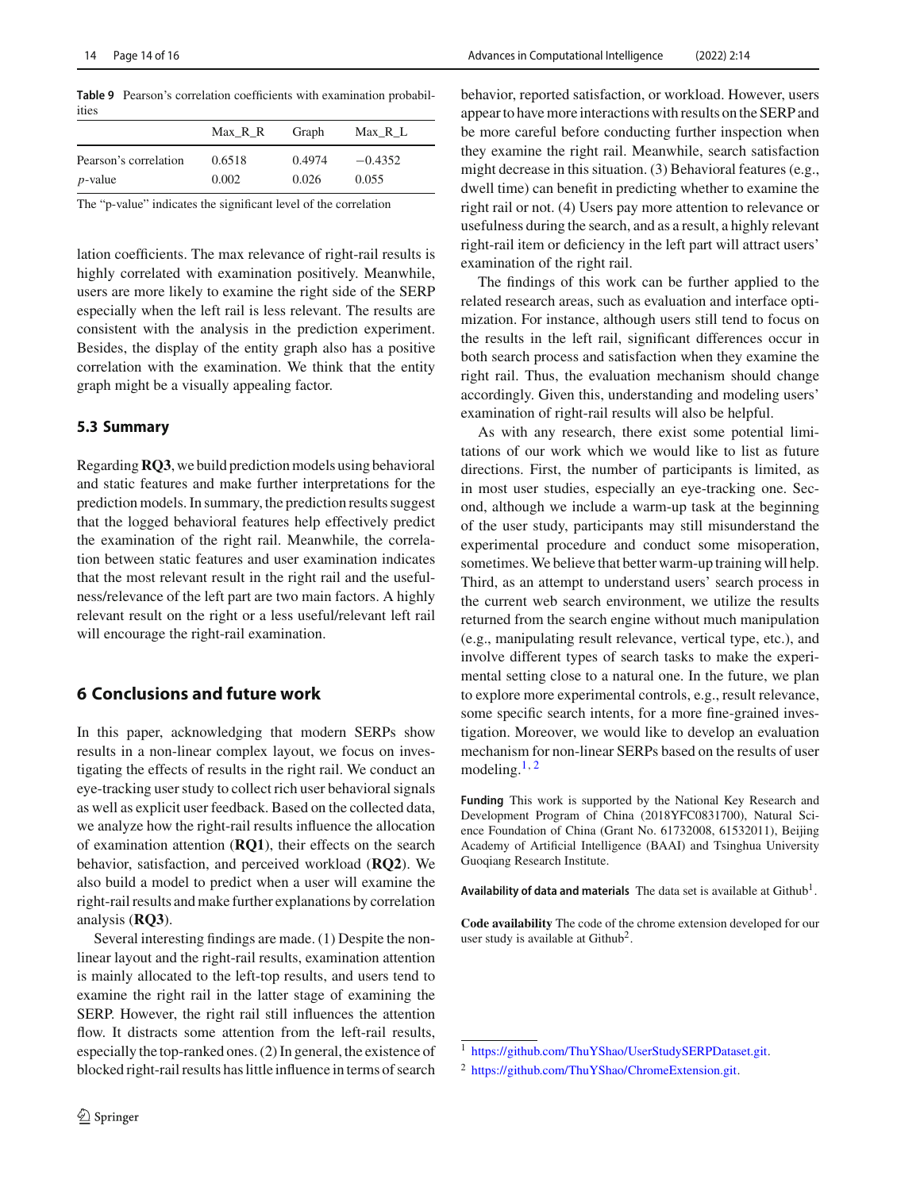**Table 9** Pearson's correlation coefficients with examination probabilities

| | Max_R_R | Graph | Max_R_L |
|---|---|---|---|
| Pearson's correlation | 0.6518 | 0.4974 | −0.4352 |
| *p*-value | 0.002 | 0.026 | 0.055 |

The "p-value" indicates the significant level of the correlation

lation coefficients. The max relevance of right-rail results is highly correlated with examination positively. Meanwhile, users are more likely to examine the right side of the SERP especially when the left rail is less relevant. The results are consistent with the analysis in the prediction experiment. Besides, the display of the entity graph also has a positive correlation with the examination. We think that the entity graph might be a visually appealing factor.

### 5.3 Summary

Regarding **RQ3**, we build prediction models using behavioral and static features and make further interpretations for the prediction models. In summary, the prediction results suggest that the logged behavioral features help effectively predict the examination of the right rail. Meanwhile, the correlation between static features and user examination indicates that the most relevant result in the right rail and the usefulness/relevance of the left part are two main factors. A highly relevant result on the right or a less useful/relevant left rail will encourage the right-rail examination.

## 6 Conclusions and future work

In this paper, acknowledging that modern SERPs show results in a non-linear complex layout, we focus on investigating the effects of results in the right rail. We conduct an eye-tracking user study to collect rich user behavioral signals as well as explicit user feedback. Based on the collected data, we analyze how the right-rail results influence the allocation of examination attention (**RQ1**), their effects on the search behavior, satisfaction, and perceived workload (**RQ2**). We also build a model to predict when a user will examine the right-rail results and make further explanations by correlation analysis (**RQ3**).

Several interesting findings are made. (1) Despite the non-linear layout and the right-rail results, examination attention is mainly allocated to the left-top results, and users tend to examine the right rail in the latter stage of examining the SERP. However, the right rail still influences the attention flow. It distracts some attention from the left-rail results, especially the top-ranked ones. (2) In general, the existence of blocked right-rail results has little influence in terms of search behavior, reported satisfaction, or workload. However, users appear to have more interactions with results on the SERP and be more careful before conducting further inspection when they examine the right rail. Meanwhile, search satisfaction might decrease in this situation. (3) Behavioral features (e.g., dwell time) can benefit in predicting whether to examine the right rail or not. (4) Users pay more attention to relevance or usefulness during the search, and as a result, a highly relevant right-rail item or deficiency in the left part will attract users' examination of the right rail.

The findings of this work can be further applied to the related research areas, such as evaluation and interface optimization. For instance, although users still tend to focus on the results in the left rail, significant differences occur in both search process and satisfaction when they examine the right rail. Thus, the evaluation mechanism should change accordingly. Given this, understanding and modeling users' examination of right-rail results will also be helpful.

As with any research, there exist some potential limitations of our work which we would like to list as future directions. First, the number of participants is limited, as in most user studies, especially an eye-tracking one. Second, although we include a warm-up task at the beginning of the user study, participants may still misunderstand the experimental procedure and conduct some misoperation, sometimes. We believe that better warm-up training will help. Third, as an attempt to understand users' search process in the current web search environment, we utilize the results returned from the search engine without much manipulation (e.g., manipulating result relevance, vertical type, etc.), and involve different types of search tasks to make the experimental setting close to a natural one. In the future, we plan to explore more experimental controls, e.g., result relevance, some specific search intents, for a more fine-grained investigation. Moreover, we would like to develop an evaluation mechanism for non-linear SERPs based on the results of user modeling.[1,2]

**Funding** This work is supported by the National Key Research and Development Program of China (2018YFC0831700), Natural Science Foundation of China (Grant No. 61732008, 61532011), Beijing Academy of Artificial Intelligence (BAAI) and Tsinghua University Guoqiang Research Institute.

**Availability of data and materials** The data set is available at Github[1].

**Code availability** The code of the chrome extension developed for our user study is available at Github[2].

[1] https://github.com/ThuYShao/UserStudySERPDataset.git.

[2] https://github.com/ThuYShao/ChromeExtension.git.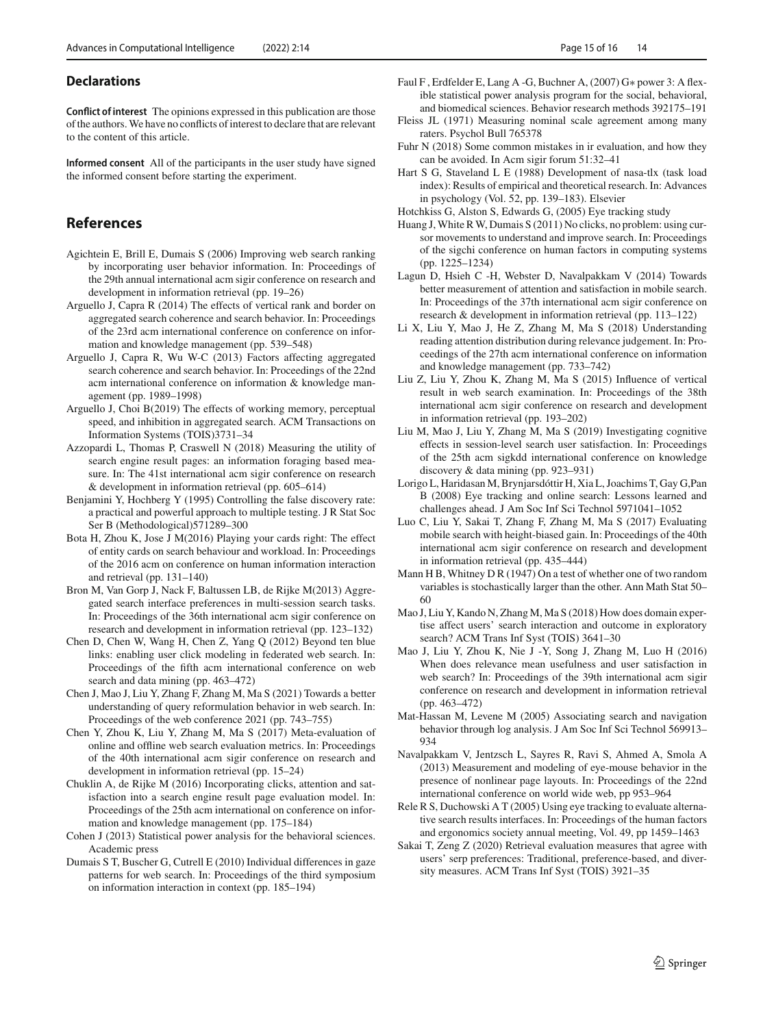## Declarations

**Conflict of interest** The opinions expressed in this publication are those of the authors. We have no conflicts of interest to declare that are relevant to the content of this article.

**Informed consent** All of the participants in the user study have signed the informed consent before starting the experiment.

## References

Agichtein E, Brill E, Dumais S (2006) Improving web search ranking by incorporating user behavior information. In: Proceedings of the 29th annual international acm sigir conference on research and development in information retrieval (pp. 19–26)

Arguello J, Capra R (2014) The effects of vertical rank and border on aggregated search coherence and search behavior. In: Proceedings of the 23rd acm international conference on conference on information and knowledge management (pp. 539–548)

Arguello J, Capra R, Wu W-C (2013) Factors affecting aggregated search coherence and search behavior. In: Proceedings of the 22nd acm international conference on information & knowledge management (pp. 1989–1998)

Arguello J, Choi B(2019) The effects of working memory, perceptual speed, and inhibition in aggregated search. ACM Transactions on Information Systems (TOIS)3731–34

Azzopardi L, Thomas P, Craswell N (2018) Measuring the utility of search engine result pages: an information foraging based measure. In: The 41st international acm sigir conference on research & development in information retrieval (pp. 605–614)

Benjamini Y, Hochberg Y (1995) Controlling the false discovery rate: a practical and powerful approach to multiple testing. J R Stat Soc Ser B (Methodological)571289–300

Bota H, Zhou K, Jose J M(2016) Playing your cards right: The effect of entity cards on search behaviour and workload. In: Proceedings of the 2016 acm on conference on human information interaction and retrieval (pp. 131–140)

Bron M, Van Gorp J, Nack F, Baltussen LB, de Rijke M(2013) Aggregated search interface preferences in multi-session search tasks. In: Proceedings of the 36th international acm sigir conference on research and development in information retrieval (pp. 123–132)

Chen D, Chen W, Wang H, Chen Z, Yang Q (2012) Beyond ten blue links: enabling user click modeling in federated web search. In: Proceedings of the fifth acm international conference on web search and data mining (pp. 463–472)

Chen J, Mao J, Liu Y, Zhang F, Zhang M, Ma S (2021) Towards a better understanding of query reformulation behavior in web search. In: Proceedings of the web conference 2021 (pp. 743–755)

Chen Y, Zhou K, Liu Y, Zhang M, Ma S (2017) Meta-evaluation of online and offline web search evaluation metrics. In: Proceedings of the 40th international acm sigir conference on research and development in information retrieval (pp. 15–24)

Chuklin A, de Rijke M (2016) Incorporating clicks, attention and satisfaction into a search engine result page evaluation model. In: Proceedings of the 25th acm international on conference on information and knowledge management (pp. 175–184)

Cohen J (2013) Statistical power analysis for the behavioral sciences. Academic press

Dumais S T, Buscher G, Cutrell E (2010) Individual differences in gaze patterns for web search. In: Proceedings of the third symposium on information interaction in context (pp. 185–194)

Faul F , Erdfelder E, Lang A -G, Buchner A, (2007) G∗ power 3: A flexible statistical power analysis program for the social, behavioral, and biomedical sciences. Behavior research methods 392175–191

Fleiss JL (1971) Measuring nominal scale agreement among many raters. Psychol Bull 765378

Fuhr N (2018) Some common mistakes in ir evaluation, and how they can be avoided. In Acm sigir forum 51:32–41

Hart S G, Staveland L E (1988) Development of nasa-tlx (task load index): Results of empirical and theoretical research. In: Advances in psychology (Vol. 52, pp. 139–183). Elsevier

Hotchkiss G, Alston S, Edwards G, (2005) Eye tracking study

Huang J, White R W, Dumais S (2011) No clicks, no problem: using cursor movements to understand and improve search. In: Proceedings of the sigchi conference on human factors in computing systems (pp. 1225–1234)

Lagun D, Hsieh C -H, Webster D, Navalpakkam V (2014) Towards better measurement of attention and satisfaction in mobile search. In: Proceedings of the 37th international acm sigir conference on research & development in information retrieval (pp. 113–122)

Li X, Liu Y, Mao J, He Z, Zhang M, Ma S (2018) Understanding reading attention distribution during relevance judgement. In: Proceedings of the 27th acm international conference on information and knowledge management (pp. 733–742)

Liu Z, Liu Y, Zhou K, Zhang M, Ma S (2015) Influence of vertical result in web search examination. In: Proceedings of the 38th international acm sigir conference on research and development in information retrieval (pp. 193–202)

Liu M, Mao J, Liu Y, Zhang M, Ma S (2019) Investigating cognitive effects in session-level search user satisfaction. In: Proceedings of the 25th acm sigkdd international conference on knowledge discovery & data mining (pp. 923–931)

Lorigo L, Haridasan M, Brynjarsdóttir H, Xia L, Joachims T, Gay G,Pan B (2008) Eye tracking and online search: Lessons learned and challenges ahead. J Am Soc Inf Sci Technol 5971041–1052

Luo C, Liu Y, Sakai T, Zhang F, Zhang M, Ma S (2017) Evaluating mobile search with height-biased gain. In: Proceedings of the 40th international acm sigir conference on research and development in information retrieval (pp. 435–444)

Mann H B, Whitney D R (1947) On a test of whether one of two random variables is stochastically larger than the other. Ann Math Stat 50–60

Mao J, Liu Y, Kando N, Zhang M, Ma S (2018) How does domain expertise affect users' search interaction and outcome in exploratory search? ACM Trans Inf Syst (TOIS) 3641–30

Mao J, Liu Y, Zhou K, Nie J -Y, Song J, Zhang M, Luo H (2016) When does relevance mean usefulness and user satisfaction in web search? In: Proceedings of the 39th international acm sigir conference on research and development in information retrieval (pp. 463–472)

Mat-Hassan M, Levene M (2005) Associating search and navigation behavior through log analysis. J Am Soc Inf Sci Technol 569913–934

Navalpakkam V, Jentzsch L, Sayres R, Ravi S, Ahmed A, Smola A (2013) Measurement and modeling of eye-mouse behavior in the presence of nonlinear page layouts. In: Proceedings of the 22nd international conference on world wide web, pp 953–964

Rele R S, Duchowski A T (2005) Using eye tracking to evaluate alternative search results interfaces. In: Proceedings of the human factors and ergonomics society annual meeting, Vol. 49, pp 1459–1463

Sakai T, Zeng Z (2020) Retrieval evaluation measures that agree with users' serp preferences: Traditional, preference-based, and diversity measures. ACM Trans Inf Syst (TOIS) 3921–35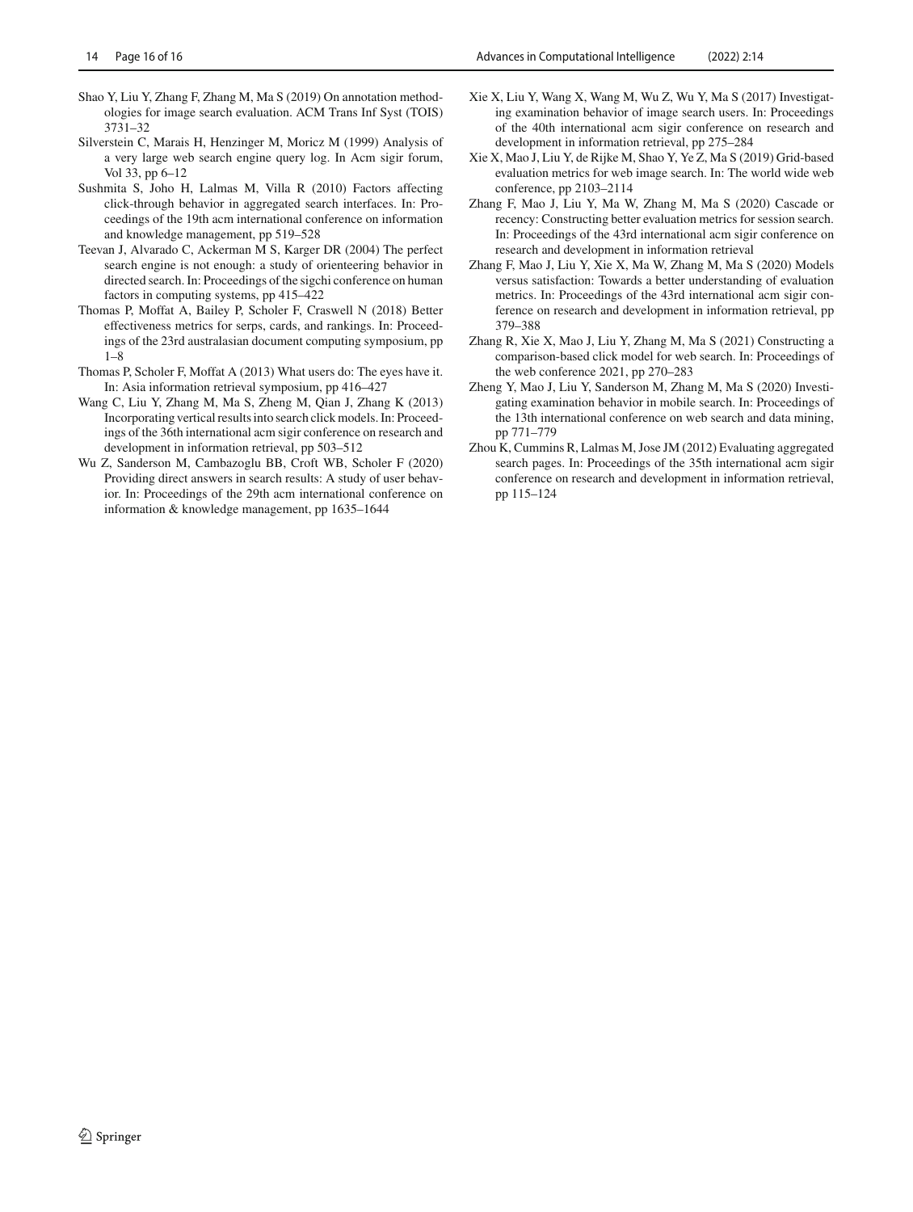Shao Y, Liu Y, Zhang F, Zhang M, Ma S (2019) On annotation methodologies for image search evaluation. ACM Trans Inf Syst (TOIS) 3731–32

Silverstein C, Marais H, Henzinger M, Moricz M (1999) Analysis of a very large web search engine query log. In Acm sigir forum, Vol 33, pp 6–12

Sushmita S, Joho H, Lalmas M, Villa R (2010) Factors affecting click-through behavior in aggregated search interfaces. In: Proceedings of the 19th acm international conference on information and knowledge management, pp 519–528

Teevan J, Alvarado C, Ackerman M S, Karger DR (2004) The perfect search engine is not enough: a study of orienteering behavior in directed search. In: Proceedings of the sigchi conference on human factors in computing systems, pp 415–422

Thomas P, Moffat A, Bailey P, Scholer F, Craswell N (2018) Better effectiveness metrics for serps, cards, and rankings. In: Proceedings of the 23rd australasian document computing symposium, pp 1–8

Thomas P, Scholer F, Moffat A (2013) What users do: The eyes have it. In: Asia information retrieval symposium, pp 416–427

Wang C, Liu Y, Zhang M, Ma S, Zheng M, Qian J, Zhang K (2013) Incorporating vertical results into search click models. In: Proceedings of the 36th international acm sigir conference on research and development in information retrieval, pp 503–512

Wu Z, Sanderson M, Cambazoglu BB, Croft WB, Scholer F (2020) Providing direct answers in search results: A study of user behavior. In: Proceedings of the 29th acm international conference on information & knowledge management, pp 1635–1644

Xie X, Liu Y, Wang X, Wang M, Wu Z, Wu Y, Ma S (2017) Investigating examination behavior of image search users. In: Proceedings of the 40th international acm sigir conference on research and development in information retrieval, pp 275–284

Xie X, Mao J, Liu Y, de Rijke M, Shao Y, Ye Z, Ma S (2019) Grid-based evaluation metrics for web image search. In: The world wide web conference, pp 2103–2114

Zhang F, Mao J, Liu Y, Ma W, Zhang M, Ma S (2020) Cascade or recency: Constructing better evaluation metrics for session search. In: Proceedings of the 43rd international acm sigir conference on research and development in information retrieval

Zhang F, Mao J, Liu Y, Xie X, Ma W, Zhang M, Ma S (2020) Models versus satisfaction: Towards a better understanding of evaluation metrics. In: Proceedings of the 43rd international acm sigir conference on research and development in information retrieval, pp 379–388

Zhang R, Xie X, Mao J, Liu Y, Zhang M, Ma S (2021) Constructing a comparison-based click model for web search. In: Proceedings of the web conference 2021, pp 270–283

Zheng Y, Mao J, Liu Y, Sanderson M, Zhang M, Ma S (2020) Investigating examination behavior in mobile search. In: Proceedings of the 13th international conference on web search and data mining, pp 771–779

Zhou K, Cummins R, Lalmas M, Jose JM (2012) Evaluating aggregated search pages. In: Proceedings of the 35th international acm sigir conference on research and development in information retrieval, pp 115–124